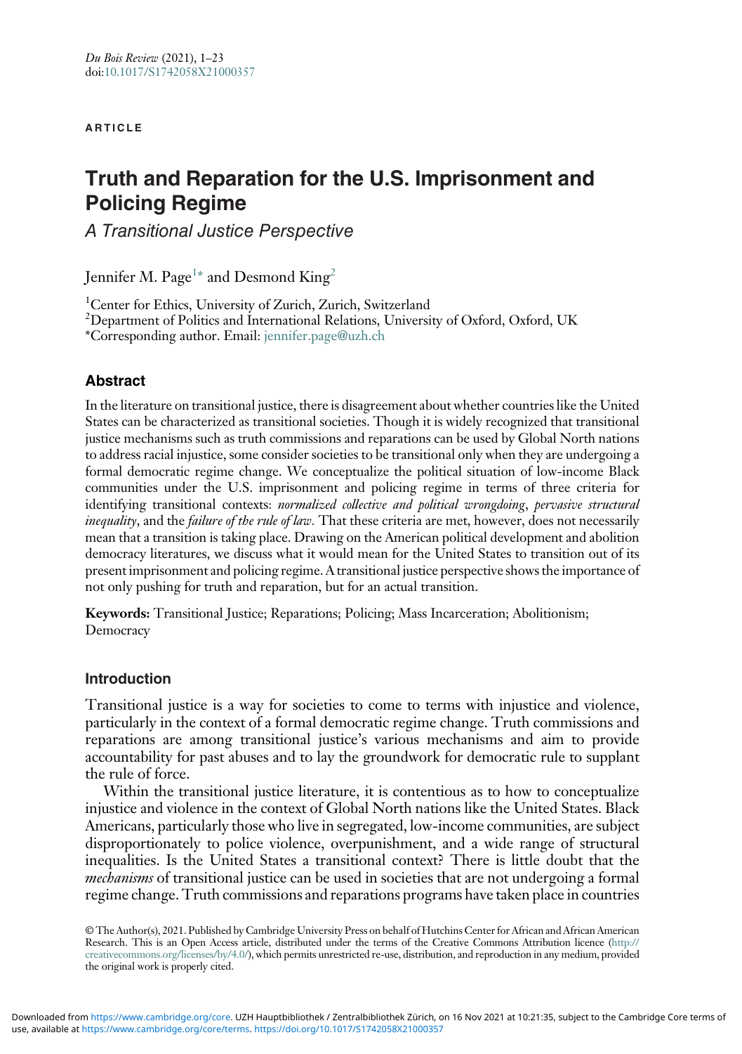ARTICLE

# Truth and Reparation for the U.S. Imprisonment and Policing Regime

## A Transitional Justice Perspective

Jennifer M. Page[1*] and Desmond King[2]

[1]Center for Ethics, University of Zurich, Zurich, Switzerland
[2]Department of Politics and International Relations, University of Oxford, Oxford, UK
*Corresponding author. Email: jennifer.page@uzh.ch

## Abstract

In the literature on transitional justice, there is disagreement about whether countries like the United States can be characterized as transitional societies. Though it is widely recognized that transitional justice mechanisms such as truth commissions and reparations can be used by Global North nations to address racial injustice, some consider societies to be transitional only when they are undergoing a formal democratic regime change. We conceptualize the political situation of low-income Black communities under the U.S. imprisonment and policing regime in terms of three criteria for identifying transitional contexts: *normalized collective and political wrongdoing*, *pervasive structural inequality*, and the *failure of the rule of law*. That these criteria are met, however, does not necessarily mean that a transition is taking place. Drawing on the American political development and abolition democracy literatures, we discuss what it would mean for the United States to transition out of its present imprisonment and policing regime. A transitional justice perspective shows the importance of not only pushing for truth and reparation, but for an actual transition.

**Keywords:** Transitional Justice; Reparations; Policing; Mass Incarceration; Abolitionism; Democracy

## Introduction

Transitional justice is a way for societies to come to terms with injustice and violence, particularly in the context of a formal democratic regime change. Truth commissions and reparations are among transitional justice's various mechanisms and aim to provide accountability for past abuses and to lay the groundwork for democratic rule to supplant the rule of force.

Within the transitional justice literature, it is contentious as to how to conceptualize injustice and violence in the context of Global North nations like the United States. Black Americans, particularly those who live in segregated, low-income communities, are subject disproportionately to police violence, overpunishment, and a wide range of structural inequalities. Is the United States a transitional context? There is little doubt that the *mechanisms* of transitional justice can be used in societies that are not undergoing a formal regime change. Truth commissions and reparations programs have taken place in countries

© The Author(s), 2021. Published by Cambridge University Press on behalf of Hutchins Center for African and African American Research. This is an Open Access article, distributed under the terms of the Creative Commons Attribution licence (http://creativecommons.org/licenses/by/4.0/), which permits unrestricted re-use, distribution, and reproduction in any medium, provided the original work is properly cited.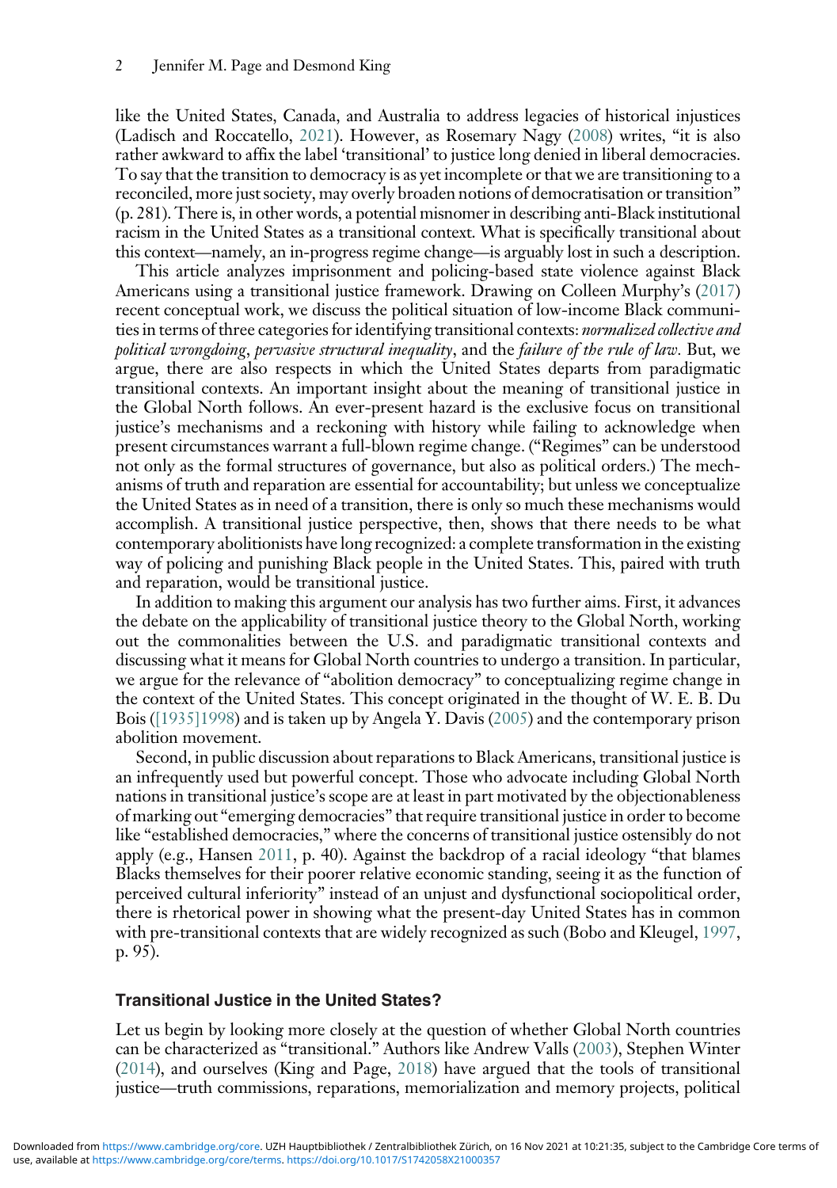like the United States, Canada, and Australia to address legacies of historical injustices (Ladisch and Roccatello, 2021). However, as Rosemary Nagy (2008) writes, "it is also rather awkward to affix the label 'transitional' to justice long denied in liberal democracies. To say that the transition to democracy is as yet incomplete or that we are transitioning to a reconciled, more just society, may overly broaden notions of democratisation or transition" (p. 281). There is, in other words, a potential misnomer in describing anti-Black institutional racism in the United States as a transitional context. What is specifically transitional about this context—namely, an in-progress regime change—is arguably lost in such a description.

This article analyzes imprisonment and policing-based state violence against Black Americans using a transitional justice framework. Drawing on Colleen Murphy's (2017) recent conceptual work, we discuss the political situation of low-income Black communities in terms of three categories for identifying transitional contexts: *normalized collective and political wrongdoing*, *pervasive structural inequality*, and the *failure of the rule of law.* But, we argue, there are also respects in which the United States departs from paradigmatic transitional contexts. An important insight about the meaning of transitional justice in the Global North follows. An ever-present hazard is the exclusive focus on transitional justice's mechanisms and a reckoning with history while failing to acknowledge when present circumstances warrant a full-blown regime change. ("Regimes" can be understood not only as the formal structures of governance, but also as political orders.) The mechanisms of truth and reparation are essential for accountability; but unless we conceptualize the United States as in need of a transition, there is only so much these mechanisms would accomplish. A transitional justice perspective, then, shows that there needs to be what contemporary abolitionists have long recognized: a complete transformation in the existing way of policing and punishing Black people in the United States. This, paired with truth and reparation, would be transitional justice.

In addition to making this argument our analysis has two further aims. First, it advances the debate on the applicability of transitional justice theory to the Global North, working out the commonalities between the U.S. and paradigmatic transitional contexts and discussing what it means for Global North countries to undergo a transition. In particular, we argue for the relevance of "abolition democracy" to conceptualizing regime change in the context of the United States. This concept originated in the thought of W. E. B. Du Bois ([1935]1998) and is taken up by Angela Y. Davis (2005) and the contemporary prison abolition movement.

Second, in public discussion about reparations to Black Americans, transitional justice is an infrequently used but powerful concept. Those who advocate including Global North nations in transitional justice's scope are at least in part motivated by the objectionableness of marking out "emerging democracies" that require transitional justice in order to become like "established democracies," where the concerns of transitional justice ostensibly do not apply (e.g., Hansen 2011, p. 40). Against the backdrop of a racial ideology "that blames Blacks themselves for their poorer relative economic standing, seeing it as the function of perceived cultural inferiority" instead of an unjust and dysfunctional sociopolitical order, there is rhetorical power in showing what the present-day United States has in common with pre-transitional contexts that are widely recognized as such (Bobo and Kleugel, 1997, p. 95).

## Transitional Justice in the United States?

Let us begin by looking more closely at the question of whether Global North countries can be characterized as "transitional." Authors like Andrew Valls (2003), Stephen Winter (2014), and ourselves (King and Page, 2018) have argued that the tools of transitional justice—truth commissions, reparations, memorialization and memory projects, political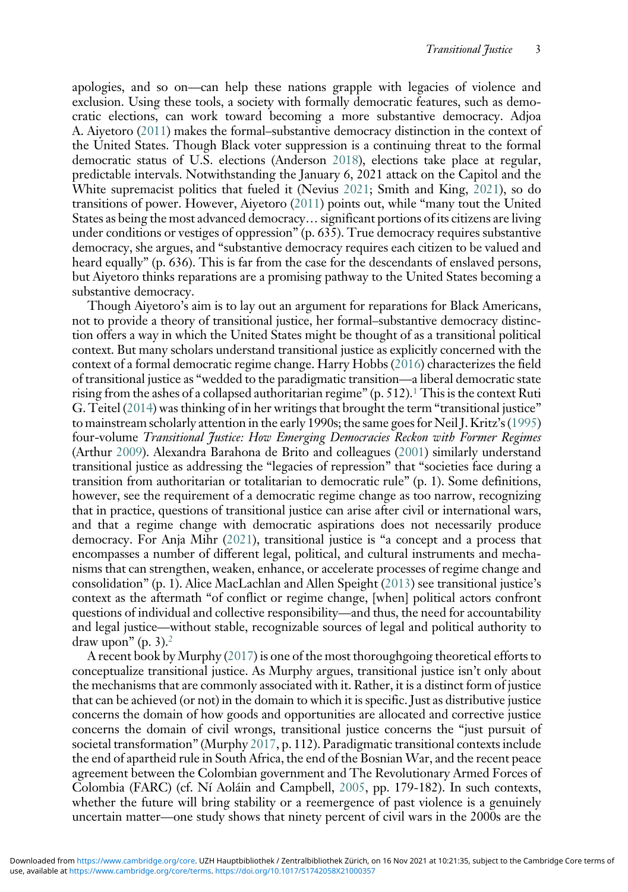apologies, and so on—can help these nations grapple with legacies of violence and exclusion. Using these tools, a society with formally democratic features, such as democratic elections, can work toward becoming a more substantive democracy. Adjoa A. Aiyetoro (2011) makes the formal–substantive democracy distinction in the context of the United States. Though Black voter suppression is a continuing threat to the formal democratic status of U.S. elections (Anderson 2018), elections take place at regular, predictable intervals. Notwithstanding the January 6, 2021 attack on the Capitol and the White supremacist politics that fueled it (Nevius 2021; Smith and King, 2021), so do transitions of power. However, Aiyetoro (2011) points out, while "many tout the United States as being the most advanced democracy… significant portions of its citizens are living under conditions or vestiges of oppression" (p. 635). True democracy requires substantive democracy, she argues, and "substantive democracy requires each citizen to be valued and heard equally" (p. 636). This is far from the case for the descendants of enslaved persons, but Aiyetoro thinks reparations are a promising pathway to the United States becoming a substantive democracy.

Though Aiyetoro's aim is to lay out an argument for reparations for Black Americans, not to provide a theory of transitional justice, her formal–substantive democracy distinction offers a way in which the United States might be thought of as a transitional political context. But many scholars understand transitional justice as explicitly concerned with the context of a formal democratic regime change. Harry Hobbs (2016) characterizes the field of transitional justice as "wedded to the paradigmatic transition—a liberal democratic state rising from the ashes of a collapsed authoritarian regime" (p. 512).[1] This is the context Ruti G. Teitel (2014) was thinking of in her writings that brought the term "transitional justice" to mainstream scholarly attention in the early 1990s; the same goes for Neil J. Kritz's (1995) four-volume *Transitional Justice: How Emerging Democracies Reckon with Former Regimes* (Arthur 2009). Alexandra Barahona de Brito and colleagues (2001) similarly understand transitional justice as addressing the "legacies of repression" that "societies face during a transition from authoritarian or totalitarian to democratic rule" (p. 1). Some definitions, however, see the requirement of a democratic regime change as too narrow, recognizing that in practice, questions of transitional justice can arise after civil or international wars, and that a regime change with democratic aspirations does not necessarily produce democracy. For Anja Mihr (2021), transitional justice is "a concept and a process that encompasses a number of different legal, political, and cultural instruments and mechanisms that can strengthen, weaken, enhance, or accelerate processes of regime change and consolidation" (p. 1). Alice MacLachlan and Allen Speight (2013) see transitional justice's context as the aftermath "of conflict or regime change, [when] political actors confront questions of individual and collective responsibility—and thus, the need for accountability and legal justice—without stable, recognizable sources of legal and political authority to draw upon" (p. 3).[2]

A recent book by Murphy (2017) is one of the most thoroughgoing theoretical efforts to conceptualize transitional justice. As Murphy argues, transitional justice isn't only about the mechanisms that are commonly associated with it. Rather, it is a distinct form of justice that can be achieved (or not) in the domain to which it is specific. Just as distributive justice concerns the domain of how goods and opportunities are allocated and corrective justice concerns the domain of civil wrongs, transitional justice concerns the "just pursuit of societal transformation" (Murphy 2017, p. 112). Paradigmatic transitional contexts include the end of apartheid rule in South Africa, the end of the Bosnian War, and the recent peace agreement between the Colombian government and The Revolutionary Armed Forces of Colombia (FARC) (cf. Ní Aoláin and Campbell, 2005, pp. 179-182). In such contexts, whether the future will bring stability or a reemergence of past violence is a genuinely uncertain matter—one study shows that ninety percent of civil wars in the 2000s are the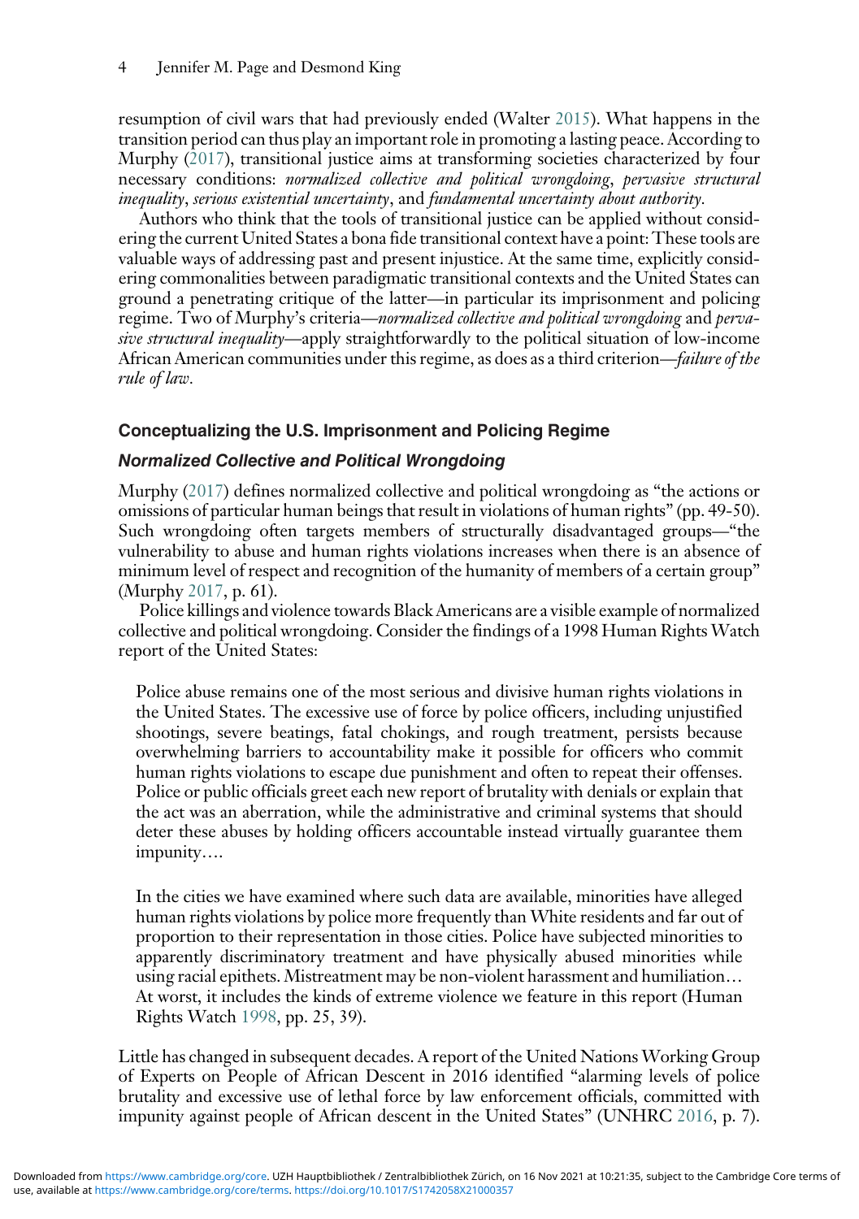resumption of civil wars that had previously ended (Walter 2015). What happens in the transition period can thus play an important role in promoting a lasting peace. According to Murphy (2017), transitional justice aims at transforming societies characterized by four necessary conditions: *normalized collective and political wrongdoing*, *pervasive structural inequality*, *serious existential uncertainty*, and *fundamental uncertainty about authority*.

Authors who think that the tools of transitional justice can be applied without considering the current United States a bona fide transitional context have a point: These tools are valuable ways of addressing past and present injustice. At the same time, explicitly considering commonalities between paradigmatic transitional contexts and the United States can ground a penetrating critique of the latter—in particular its imprisonment and policing regime. Two of Murphy's criteria—*normalized collective and political wrongdoing* and *pervasive structural inequality*—apply straightforwardly to the political situation of low-income African American communities under this regime, as does as a third criterion—*failure of the rule of law*.

## Conceptualizing the U.S. Imprisonment and Policing Regime

### Normalized Collective and Political Wrongdoing

Murphy (2017) defines normalized collective and political wrongdoing as "the actions or omissions of particular human beings that result in violations of human rights" (pp. 49-50). Such wrongdoing often targets members of structurally disadvantaged groups—"the vulnerability to abuse and human rights violations increases when there is an absence of minimum level of respect and recognition of the humanity of members of a certain group" (Murphy 2017, p. 61).

Police killings and violence towards Black Americans are a visible example of normalized collective and political wrongdoing. Consider the findings of a 1998 Human Rights Watch report of the United States:

> Police abuse remains one of the most serious and divisive human rights violations in the United States. The excessive use of force by police officers, including unjustified shootings, severe beatings, fatal chokings, and rough treatment, persists because overwhelming barriers to accountability make it possible for officers who commit human rights violations to escape due punishment and often to repeat their offenses. Police or public officials greet each new report of brutality with denials or explain that the act was an aberration, while the administrative and criminal systems that should deter these abuses by holding officers accountable instead virtually guarantee them impunity….
>
> In the cities we have examined where such data are available, minorities have alleged human rights violations by police more frequently than White residents and far out of proportion to their representation in those cities. Police have subjected minorities to apparently discriminatory treatment and have physically abused minorities while using racial epithets. Mistreatment may be non-violent harassment and humiliation… At worst, it includes the kinds of extreme violence we feature in this report (Human Rights Watch 1998, pp. 25, 39).

Little has changed in subsequent decades. A report of the United Nations Working Group of Experts on People of African Descent in 2016 identified "alarming levels of police brutality and excessive use of lethal force by law enforcement officials, committed with impunity against people of African descent in the United States" (UNHRC 2016, p. 7).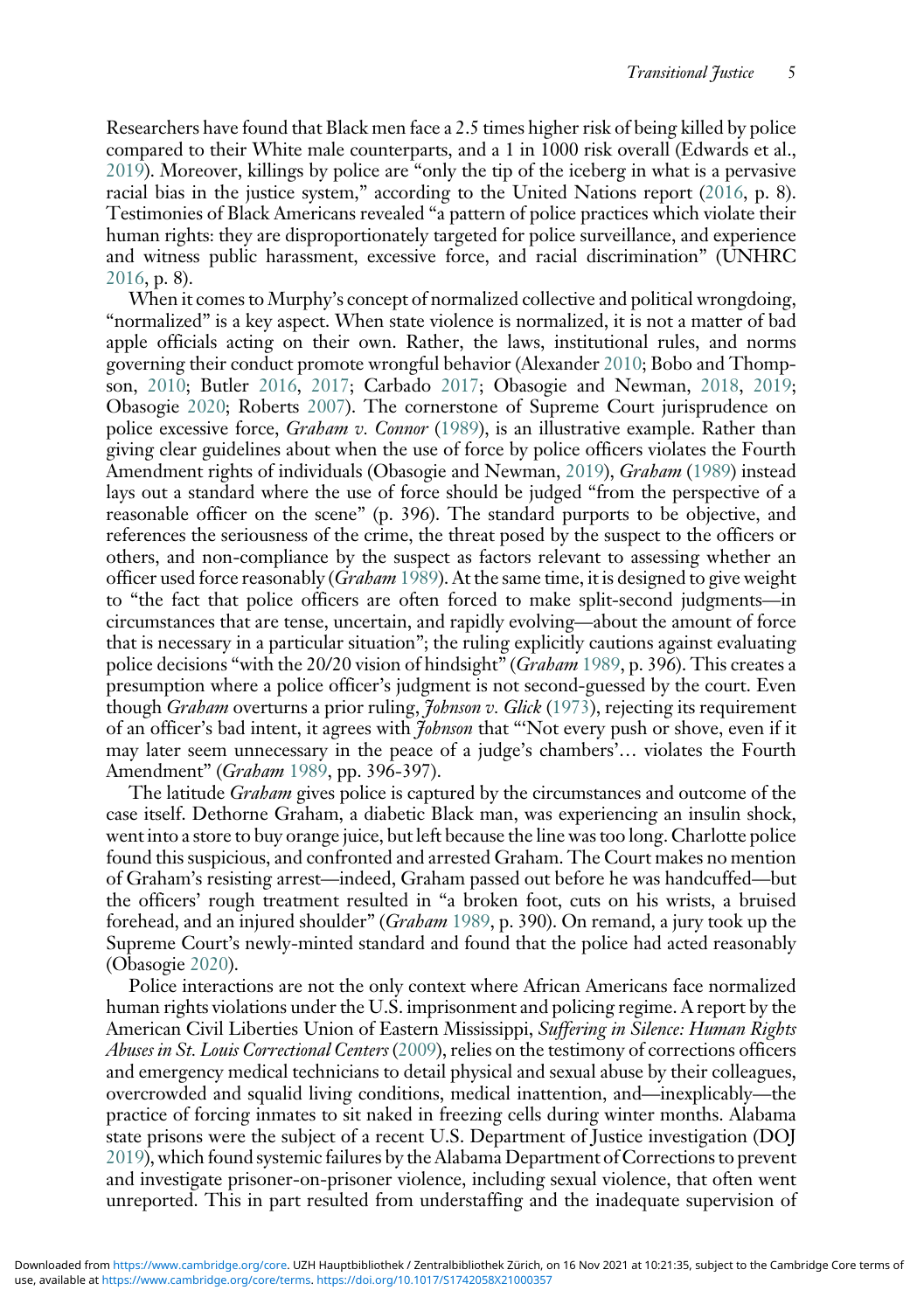Researchers have found that Black men face a 2.5 times higher risk of being killed by police compared to their White male counterparts, and a 1 in 1000 risk overall (Edwards et al., 2019). Moreover, killings by police are "only the tip of the iceberg in what is a pervasive racial bias in the justice system," according to the United Nations report (2016, p. 8). Testimonies of Black Americans revealed "a pattern of police practices which violate their human rights: they are disproportionately targeted for police surveillance, and experience and witness public harassment, excessive force, and racial discrimination" (UNHRC 2016, p. 8).

When it comes to Murphy's concept of normalized collective and political wrongdoing, "normalized" is a key aspect. When state violence is normalized, it is not a matter of bad apple officials acting on their own. Rather, the laws, institutional rules, and norms governing their conduct promote wrongful behavior (Alexander 2010; Bobo and Thompson, 2010; Butler 2016, 2017; Carbado 2017; Obasogie and Newman, 2018, 2019; Obasogie 2020; Roberts 2007). The cornerstone of Supreme Court jurisprudence on police excessive force, *Graham v. Connor* (1989), is an illustrative example. Rather than giving clear guidelines about when the use of force by police officers violates the Fourth Amendment rights of individuals (Obasogie and Newman, 2019), *Graham* (1989) instead lays out a standard where the use of force should be judged "from the perspective of a reasonable officer on the scene" (p. 396). The standard purports to be objective, and references the seriousness of the crime, the threat posed by the suspect to the officers or others, and non-compliance by the suspect as factors relevant to assessing whether an officer used force reasonably (*Graham* 1989). At the same time, it is designed to give weight to "the fact that police officers are often forced to make split-second judgments—in circumstances that are tense, uncertain, and rapidly evolving—about the amount of force that is necessary in a particular situation"; the ruling explicitly cautions against evaluating police decisions "with the 20/20 vision of hindsight" (*Graham* 1989, p. 396). This creates a presumption where a police officer's judgment is not second-guessed by the court. Even though *Graham* overturns a prior ruling, *Johnson v. Glick* (1973), rejecting its requirement of an officer's bad intent, it agrees with *Johnson* that "'Not every push or shove, even if it may later seem unnecessary in the peace of a judge's chambers'… violates the Fourth Amendment" (*Graham* 1989, pp. 396-397).

The latitude *Graham* gives police is captured by the circumstances and outcome of the case itself. Dethorne Graham, a diabetic Black man, was experiencing an insulin shock, went into a store to buy orange juice, but left because the line was too long. Charlotte police found this suspicious, and confronted and arrested Graham. The Court makes no mention of Graham's resisting arrest—indeed, Graham passed out before he was handcuffed—but the officers' rough treatment resulted in "a broken foot, cuts on his wrists, a bruised forehead, and an injured shoulder" (*Graham* 1989, p. 390). On remand, a jury took up the Supreme Court's newly-minted standard and found that the police had acted reasonably (Obasogie 2020).

Police interactions are not the only context where African Americans face normalized human rights violations under the U.S. imprisonment and policing regime. A report by the American Civil Liberties Union of Eastern Mississippi, *Suffering in Silence: Human Rights Abuses in St. Louis Correctional Centers* (2009), relies on the testimony of corrections officers and emergency medical technicians to detail physical and sexual abuse by their colleagues, overcrowded and squalid living conditions, medical inattention, and—inexplicably—the practice of forcing inmates to sit naked in freezing cells during winter months. Alabama state prisons were the subject of a recent U.S. Department of Justice investigation (DOJ 2019), which found systemic failures by the Alabama Department of Corrections to prevent and investigate prisoner-on-prisoner violence, including sexual violence, that often went unreported. This in part resulted from understaffing and the inadequate supervision of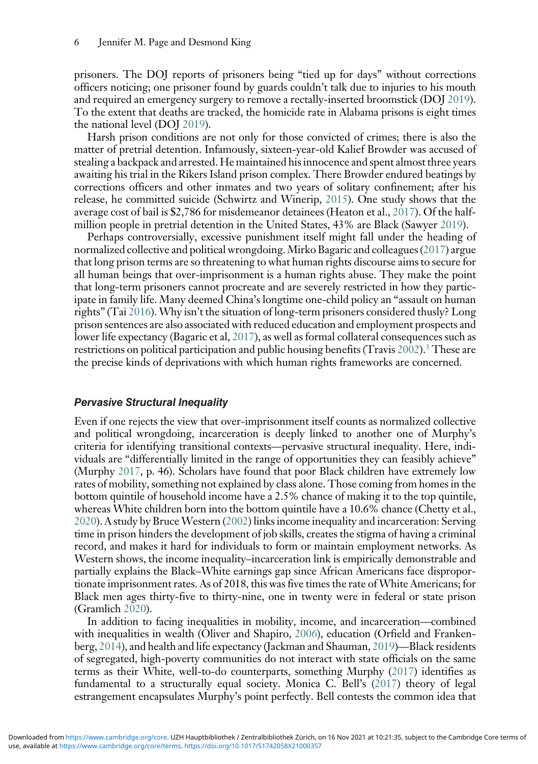prisoners. The DOJ reports of prisoners being "tied up for days" without corrections officers noticing; one prisoner found by guards couldn't talk due to injuries to his mouth and required an emergency surgery to remove a rectally-inserted broomstick (DOJ 2019). To the extent that deaths are tracked, the homicide rate in Alabama prisons is eight times the national level (DOJ 2019).

Harsh prison conditions are not only for those convicted of crimes; there is also the matter of pretrial detention. Infamously, sixteen-year-old Kalief Browder was accused of stealing a backpack and arrested. He maintained his innocence and spent almost three years awaiting his trial in the Rikers Island prison complex. There Browder endured beatings by corrections officers and other inmates and two years of solitary confinement; after his release, he committed suicide (Schwirtz and Winerip, 2015). One study shows that the average cost of bail is $2,786 for misdemeanor detainees (Heaton et al., 2017). Of the half-million people in pretrial detention in the United States, 43% are Black (Sawyer 2019).

Perhaps controversially, excessive punishment itself might fall under the heading of normalized collective and political wrongdoing. Mirko Bagaric and colleagues (2017) argue that long prison terms are so threatening to what human rights discourse aims to secure for all human beings that over-imprisonment is a human rights abuse. They make the point that long-term prisoners cannot procreate and are severely restricted in how they participate in family life. Many deemed China's longtime one-child policy an "assault on human rights" (Tai 2016). Why isn't the situation of long-term prisoners considered thusly? Long prison sentences are also associated with reduced education and employment prospects and lower life expectancy (Bagaric et al, 2017), as well as formal collateral consequences such as restrictions on political participation and public housing benefits (Travis 2002).[3] These are the precise kinds of deprivations with which human rights frameworks are concerned.

### Pervasive Structural Inequality

Even if one rejects the view that over-imprisonment itself counts as normalized collective and political wrongdoing, incarceration is deeply linked to another one of Murphy's criteria for identifying transitional contexts—pervasive structural inequality. Here, individuals are "differentially limited in the range of opportunities they can feasibly achieve" (Murphy 2017, p. 46). Scholars have found that poor Black children have extremely low rates of mobility, something not explained by class alone. Those coming from homes in the bottom quintile of household income have a 2.5% chance of making it to the top quintile, whereas White children born into the bottom quintile have a 10.6% chance (Chetty et al., 2020). A study by Bruce Western (2002) links income inequality and incarceration: Serving time in prison hinders the development of job skills, creates the stigma of having a criminal record, and makes it hard for individuals to form or maintain employment networks. As Western shows, the income inequality–incarceration link is empirically demonstrable and partially explains the Black–White earnings gap since African Americans face disproportionate imprisonment rates. As of 2018, this was five times the rate of White Americans; for Black men ages thirty-five to thirty-nine, one in twenty were in federal or state prison (Gramlich 2020).

In addition to facing inequalities in mobility, income, and incarceration—combined with inequalities in wealth (Oliver and Shapiro, 2006), education (Orfield and Frankenberg, 2014), and health and life expectancy (Jackman and Shauman, 2019)—Black residents of segregated, high-poverty communities do not interact with state officials on the same terms as their White, well-to-do counterparts, something Murphy (2017) identifies as fundamental to a structurally equal society. Monica C. Bell's (2017) theory of legal estrangement encapsulates Murphy's point perfectly. Bell contests the common idea that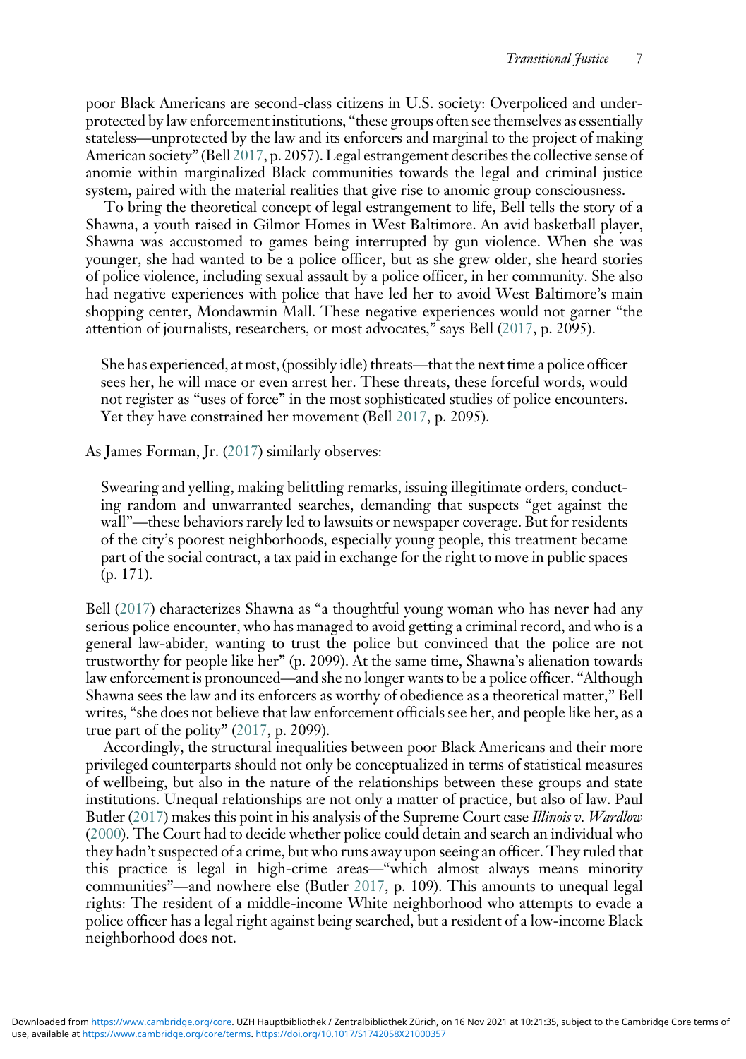poor Black Americans are second-class citizens in U.S. society: Overpoliced and underprotected by law enforcement institutions, "these groups often see themselves as essentially stateless—unprotected by the law and its enforcers and marginal to the project of making American society" (Bell 2017, p. 2057). Legal estrangement describes the collective sense of anomie within marginalized Black communities towards the legal and criminal justice system, paired with the material realities that give rise to anomic group consciousness.

To bring the theoretical concept of legal estrangement to life, Bell tells the story of a Shawna, a youth raised in Gilmor Homes in West Baltimore. An avid basketball player, Shawna was accustomed to games being interrupted by gun violence. When she was younger, she had wanted to be a police officer, but as she grew older, she heard stories of police violence, including sexual assault by a police officer, in her community. She also had negative experiences with police that have led her to avoid West Baltimore's main shopping center, Mondawmin Mall. These negative experiences would not garner "the attention of journalists, researchers, or most advocates," says Bell (2017, p. 2095).

> She has experienced, at most, (possibly idle) threats—that the next time a police officer sees her, he will mace or even arrest her. These threats, these forceful words, would not register as "uses of force" in the most sophisticated studies of police encounters. Yet they have constrained her movement (Bell 2017, p. 2095).

As James Forman, Jr. (2017) similarly observes:

> Swearing and yelling, making belittling remarks, issuing illegitimate orders, conducting random and unwarranted searches, demanding that suspects "get against the wall"—these behaviors rarely led to lawsuits or newspaper coverage. But for residents of the city's poorest neighborhoods, especially young people, this treatment became part of the social contract, a tax paid in exchange for the right to move in public spaces (p. 171).

Bell (2017) characterizes Shawna as "a thoughtful young woman who has never had any serious police encounter, who has managed to avoid getting a criminal record, and who is a general law-abider, wanting to trust the police but convinced that the police are not trustworthy for people like her" (p. 2099). At the same time, Shawna's alienation towards law enforcement is pronounced—and she no longer wants to be a police officer. "Although Shawna sees the law and its enforcers as worthy of obedience as a theoretical matter," Bell writes, "she does not believe that law enforcement officials see her, and people like her, as a true part of the polity" (2017, p. 2099).

Accordingly, the structural inequalities between poor Black Americans and their more privileged counterparts should not only be conceptualized in terms of statistical measures of wellbeing, but also in the nature of the relationships between these groups and state institutions. Unequal relationships are not only a matter of practice, but also of law. Paul Butler (2017) makes this point in his analysis of the Supreme Court case *Illinois v. Wardlow* (2000). The Court had to decide whether police could detain and search an individual who they hadn't suspected of a crime, but who runs away upon seeing an officer. They ruled that this practice is legal in high-crime areas—"which almost always means minority communities"—and nowhere else (Butler 2017, p. 109). This amounts to unequal legal rights: The resident of a middle-income White neighborhood who attempts to evade a police officer has a legal right against being searched, but a resident of a low-income Black neighborhood does not.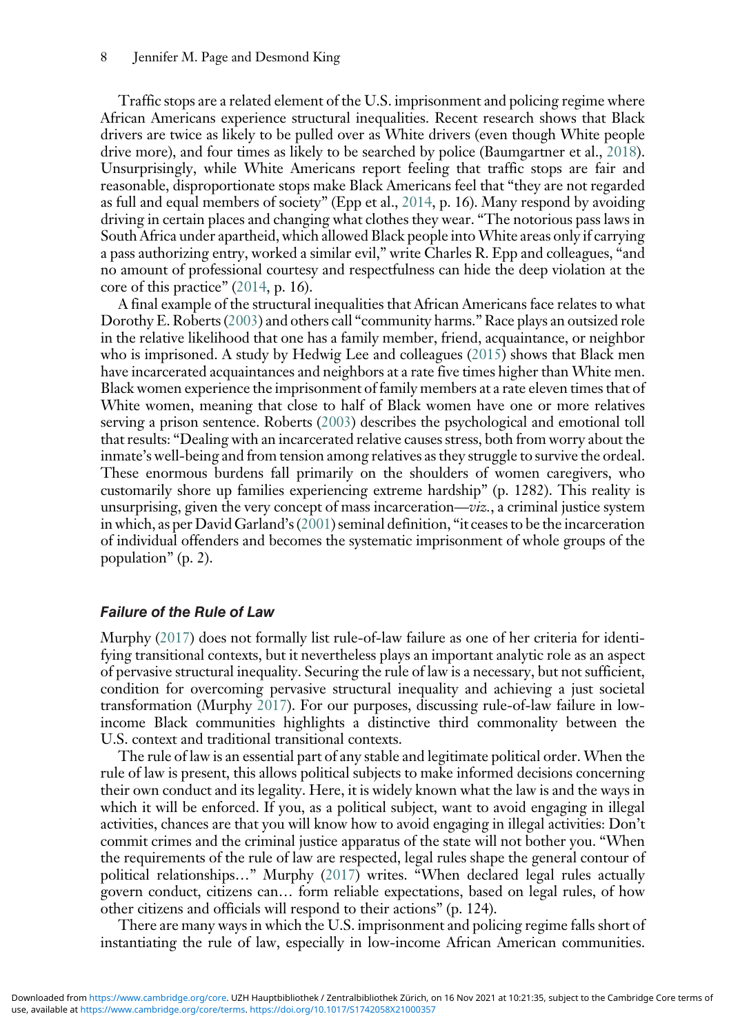Traffic stops are a related element of the U.S. imprisonment and policing regime where African Americans experience structural inequalities. Recent research shows that Black drivers are twice as likely to be pulled over as White drivers (even though White people drive more), and four times as likely to be searched by police (Baumgartner et al., 2018). Unsurprisingly, while White Americans report feeling that traffic stops are fair and reasonable, disproportionate stops make Black Americans feel that "they are not regarded as full and equal members of society" (Epp et al., 2014, p. 16). Many respond by avoiding driving in certain places and changing what clothes they wear. "The notorious pass laws in South Africa under apartheid, which allowed Black people into White areas only if carrying a pass authorizing entry, worked a similar evil," write Charles R. Epp and colleagues, "and no amount of professional courtesy and respectfulness can hide the deep violation at the core of this practice" (2014, p. 16).

A final example of the structural inequalities that African Americans face relates to what Dorothy E. Roberts (2003) and others call "community harms." Race plays an outsized role in the relative likelihood that one has a family member, friend, acquaintance, or neighbor who is imprisoned. A study by Hedwig Lee and colleagues (2015) shows that Black men have incarcerated acquaintances and neighbors at a rate five times higher than White men. Black women experience the imprisonment of family members at a rate eleven times that of White women, meaning that close to half of Black women have one or more relatives serving a prison sentence. Roberts (2003) describes the psychological and emotional toll that results: "Dealing with an incarcerated relative causes stress, both from worry about the inmate's well-being and from tension among relatives as they struggle to survive the ordeal. These enormous burdens fall primarily on the shoulders of women caregivers, who customarily shore up families experiencing extreme hardship" (p. 1282). This reality is unsurprising, given the very concept of mass incarceration—*viz.*, a criminal justice system in which, as per David Garland's (2001) seminal definition, "it ceases to be the incarceration of individual offenders and becomes the systematic imprisonment of whole groups of the population" (p. 2).

### Failure of the Rule of Law

Murphy (2017) does not formally list rule-of-law failure as one of her criteria for identifying transitional contexts, but it nevertheless plays an important analytic role as an aspect of pervasive structural inequality. Securing the rule of law is a necessary, but not sufficient, condition for overcoming pervasive structural inequality and achieving a just societal transformation (Murphy 2017). For our purposes, discussing rule-of-law failure in low-income Black communities highlights a distinctive third commonality between the U.S. context and traditional transitional contexts.

The rule of law is an essential part of any stable and legitimate political order. When the rule of law is present, this allows political subjects to make informed decisions concerning their own conduct and its legality. Here, it is widely known what the law is and the ways in which it will be enforced. If you, as a political subject, want to avoid engaging in illegal activities, chances are that you will know how to avoid engaging in illegal activities: Don't commit crimes and the criminal justice apparatus of the state will not bother you. "When the requirements of the rule of law are respected, legal rules shape the general contour of political relationships…" Murphy (2017) writes. "When declared legal rules actually govern conduct, citizens can… form reliable expectations, based on legal rules, of how other citizens and officials will respond to their actions" (p. 124).

There are many ways in which the U.S. imprisonment and policing regime falls short of instantiating the rule of law, especially in low-income African American communities.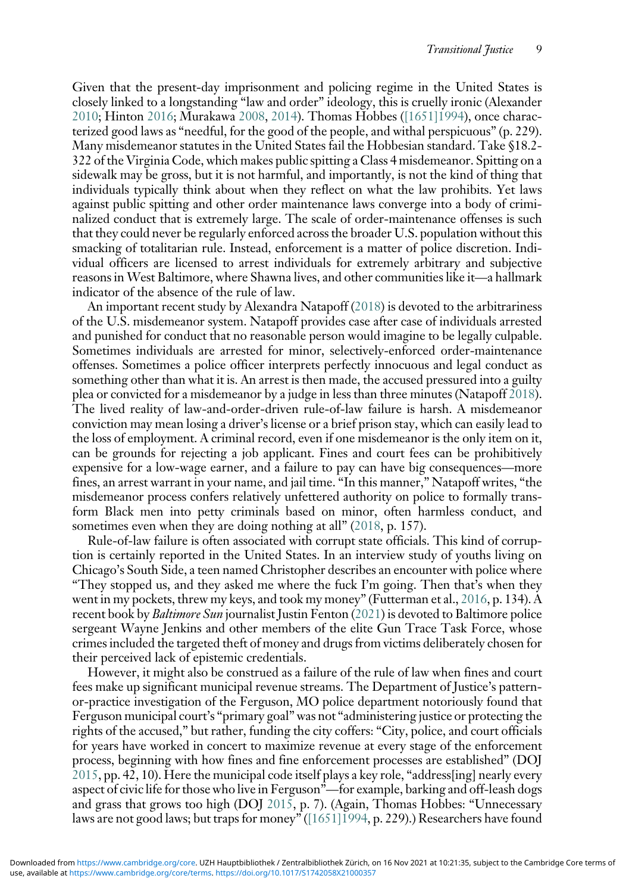Given that the present-day imprisonment and policing regime in the United States is closely linked to a longstanding "law and order" ideology, this is cruelly ironic (Alexander 2010; Hinton 2016; Murakawa 2008, 2014). Thomas Hobbes ([1651]1994), once characterized good laws as "needful, for the good of the people, and withal perspicuous" (p. 229). Many misdemeanor statutes in the United States fail the Hobbesian standard. Take §18.2-322 of the Virginia Code, which makes public spitting a Class 4 misdemeanor. Spitting on a sidewalk may be gross, but it is not harmful, and importantly, is not the kind of thing that individuals typically think about when they reflect on what the law prohibits. Yet laws against public spitting and other order maintenance laws converge into a body of criminalized conduct that is extremely large. The scale of order-maintenance offenses is such that they could never be regularly enforced across the broader U.S. population without this smacking of totalitarian rule. Instead, enforcement is a matter of police discretion. Individual officers are licensed to arrest individuals for extremely arbitrary and subjective reasons in West Baltimore, where Shawna lives, and other communities like it—a hallmark indicator of the absence of the rule of law.

An important recent study by Alexandra Natapoff (2018) is devoted to the arbitrariness of the U.S. misdemeanor system. Natapoff provides case after case of individuals arrested and punished for conduct that no reasonable person would imagine to be legally culpable. Sometimes individuals are arrested for minor, selectively-enforced order-maintenance offenses. Sometimes a police officer interprets perfectly innocuous and legal conduct as something other than what it is. An arrest is then made, the accused pressured into a guilty plea or convicted for a misdemeanor by a judge in less than three minutes (Natapoff 2018). The lived reality of law-and-order-driven rule-of-law failure is harsh. A misdemeanor conviction may mean losing a driver's license or a brief prison stay, which can easily lead to the loss of employment. A criminal record, even if one misdemeanor is the only item on it, can be grounds for rejecting a job applicant. Fines and court fees can be prohibitively expensive for a low-wage earner, and a failure to pay can have big consequences—more fines, an arrest warrant in your name, and jail time. "In this manner," Natapoff writes, "the misdemeanor process confers relatively unfettered authority on police to formally transform Black men into petty criminals based on minor, often harmless conduct, and sometimes even when they are doing nothing at all" (2018, p. 157).

Rule-of-law failure is often associated with corrupt state officials. This kind of corruption is certainly reported in the United States. In an interview study of youths living on Chicago's South Side, a teen named Christopher describes an encounter with police where "They stopped us, and they asked me where the fuck I'm going. Then that's when they went in my pockets, threw my keys, and took my money" (Futterman et al., 2016, p. 134). A recent book by *Baltimore Sun* journalist Justin Fenton (2021) is devoted to Baltimore police sergeant Wayne Jenkins and other members of the elite Gun Trace Task Force, whose crimes included the targeted theft of money and drugs from victims deliberately chosen for their perceived lack of epistemic credentials.

However, it might also be construed as a failure of the rule of law when fines and court fees make up significant municipal revenue streams. The Department of Justice's pattern-or-practice investigation of the Ferguson, MO police department notoriously found that Ferguson municipal court's "primary goal" was not "administering justice or protecting the rights of the accused," but rather, funding the city coffers: "City, police, and court officials for years have worked in concert to maximize revenue at every stage of the enforcement process, beginning with how fines and fine enforcement processes are established" (DOJ 2015, pp. 42, 10). Here the municipal code itself plays a key role, "address[ing] nearly every aspect of civic life for those who live in Ferguson"—for example, barking and off-leash dogs and grass that grows too high (DOJ 2015, p. 7). (Again, Thomas Hobbes: "Unnecessary laws are not good laws; but traps for money" ([1651]1994, p. 229).) Researchers have found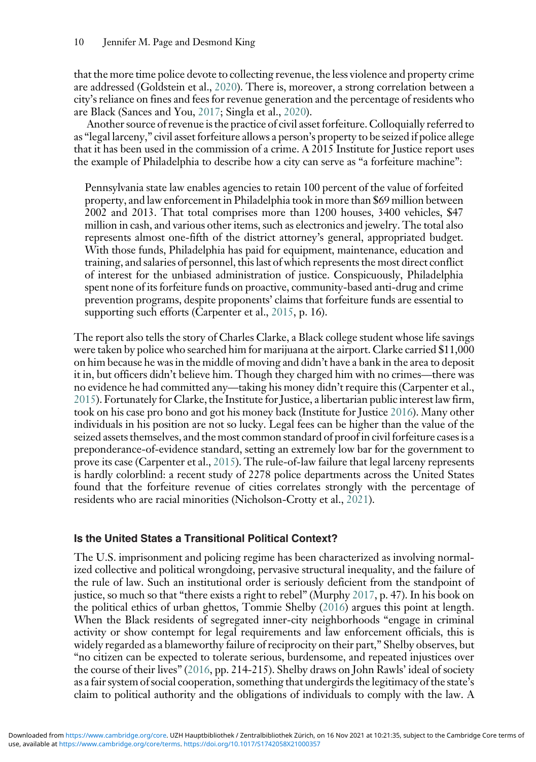that the more time police devote to collecting revenue, the less violence and property crime are addressed (Goldstein et al., 2020). There is, moreover, a strong correlation between a city's reliance on fines and fees for revenue generation and the percentage of residents who are Black (Sances and You, 2017; Singla et al., 2020).

Another source of revenue is the practice of civil asset forfeiture. Colloquially referred to as "legal larceny," civil asset forfeiture allows a person's property to be seized if police allege that it has been used in the commission of a crime. A 2015 Institute for Justice report uses the example of Philadelphia to describe how a city can serve as "a forfeiture machine":

> Pennsylvania state law enables agencies to retain 100 percent of the value of forfeited property, and law enforcement in Philadelphia took in more than $69 million between 2002 and 2013. That total comprises more than 1200 houses, 3400 vehicles, $47 million in cash, and various other items, such as electronics and jewelry. The total also represents almost one-fifth of the district attorney's general, appropriated budget. With those funds, Philadelphia has paid for equipment, maintenance, education and training, and salaries of personnel, this last of which represents the most direct conflict of interest for the unbiased administration of justice. Conspicuously, Philadelphia spent none of its forfeiture funds on proactive, community-based anti-drug and crime prevention programs, despite proponents' claims that forfeiture funds are essential to supporting such efforts (Carpenter et al., 2015, p. 16).

The report also tells the story of Charles Clarke, a Black college student whose life savings were taken by police who searched him for marijuana at the airport. Clarke carried $11,000 on him because he was in the middle of moving and didn't have a bank in the area to deposit it in, but officers didn't believe him. Though they charged him with no crimes—there was no evidence he had committed any—taking his money didn't require this (Carpenter et al., 2015). Fortunately for Clarke, the Institute for Justice, a libertarian public interest law firm, took on his case pro bono and got his money back (Institute for Justice 2016). Many other individuals in his position are not so lucky. Legal fees can be higher than the value of the seized assets themselves, and the most common standard of proof in civil forfeiture cases is a preponderance-of-evidence standard, setting an extremely low bar for the government to prove its case (Carpenter et al., 2015). The rule-of-law failure that legal larceny represents is hardly colorblind: a recent study of 2278 police departments across the United States found that the forfeiture revenue of cities correlates strongly with the percentage of residents who are racial minorities (Nicholson-Crotty et al., 2021).

## Is the United States a Transitional Political Context?

The U.S. imprisonment and policing regime has been characterized as involving normalized collective and political wrongdoing, pervasive structural inequality, and the failure of the rule of law. Such an institutional order is seriously deficient from the standpoint of justice, so much so that "there exists a right to rebel" (Murphy 2017, p. 47). In his book on the political ethics of urban ghettos, Tommie Shelby (2016) argues this point at length. When the Black residents of segregated inner-city neighborhoods "engage in criminal activity or show contempt for legal requirements and law enforcement officials, this is widely regarded as a blameworthy failure of reciprocity on their part," Shelby observes, but "no citizen can be expected to tolerate serious, burdensome, and repeated injustices over the course of their lives" (2016, pp. 214-215). Shelby draws on John Rawls' ideal of society as a fair system of social cooperation, something that undergirds the legitimacy of the state's claim to political authority and the obligations of individuals to comply with the law. A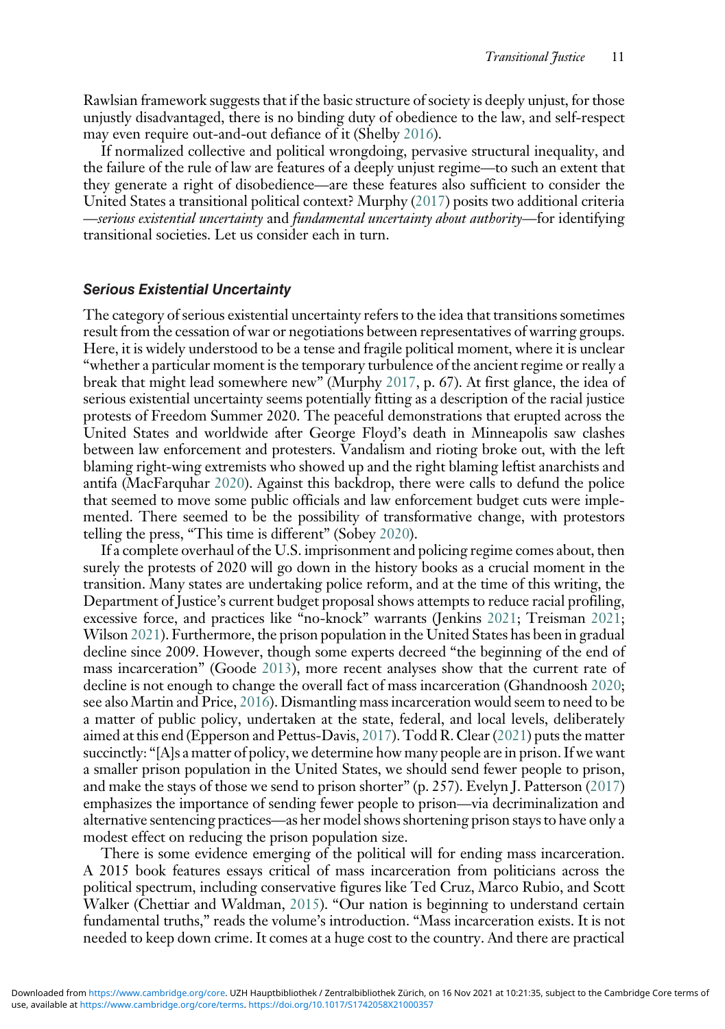Rawlsian framework suggests that if the basic structure of society is deeply unjust, for those unjustly disadvantaged, there is no binding duty of obedience to the law, and self-respect may even require out-and-out defiance of it (Shelby 2016).

If normalized collective and political wrongdoing, pervasive structural inequality, and the failure of the rule of law are features of a deeply unjust regime—to such an extent that they generate a right of disobedience—are these features also sufficient to consider the United States a transitional political context? Murphy (2017) posits two additional criteria —*serious existential uncertainty* and *fundamental uncertainty about authority*—for identifying transitional societies. Let us consider each in turn.

### Serious Existential Uncertainty

The category of serious existential uncertainty refers to the idea that transitions sometimes result from the cessation of war or negotiations between representatives of warring groups. Here, it is widely understood to be a tense and fragile political moment, where it is unclear "whether a particular moment is the temporary turbulence of the ancient regime or really a break that might lead somewhere new" (Murphy 2017, p. 67). At first glance, the idea of serious existential uncertainty seems potentially fitting as a description of the racial justice protests of Freedom Summer 2020. The peaceful demonstrations that erupted across the United States and worldwide after George Floyd's death in Minneapolis saw clashes between law enforcement and protesters. Vandalism and rioting broke out, with the left blaming right-wing extremists who showed up and the right blaming leftist anarchists and antifa (MacFarquhar 2020). Against this backdrop, there were calls to defund the police that seemed to move some public officials and law enforcement budget cuts were implemented. There seemed to be the possibility of transformative change, with protestors telling the press, "This time is different" (Sobey 2020).

If a complete overhaul of the U.S. imprisonment and policing regime comes about, then surely the protests of 2020 will go down in the history books as a crucial moment in the transition. Many states are undertaking police reform, and at the time of this writing, the Department of Justice's current budget proposal shows attempts to reduce racial profiling, excessive force, and practices like "no-knock" warrants (Jenkins 2021; Treisman 2021; Wilson 2021). Furthermore, the prison population in the United States has been in gradual decline since 2009. However, though some experts decreed "the beginning of the end of mass incarceration" (Goode 2013), more recent analyses show that the current rate of decline is not enough to change the overall fact of mass incarceration (Ghandnoosh 2020; see also Martin and Price, 2016). Dismantling mass incarceration would seem to need to be a matter of public policy, undertaken at the state, federal, and local levels, deliberately aimed at this end (Epperson and Pettus-Davis, 2017). Todd R. Clear (2021) puts the matter succinctly: "[A]s a matter of policy, we determine how many people are in prison. If we want a smaller prison population in the United States, we should send fewer people to prison, and make the stays of those we send to prison shorter" (p. 257). Evelyn J. Patterson (2017) emphasizes the importance of sending fewer people to prison—via decriminalization and alternative sentencing practices—as her model shows shortening prison stays to have only a modest effect on reducing the prison population size.

There is some evidence emerging of the political will for ending mass incarceration. A 2015 book features essays critical of mass incarceration from politicians across the political spectrum, including conservative figures like Ted Cruz, Marco Rubio, and Scott Walker (Chettiar and Waldman, 2015). "Our nation is beginning to understand certain fundamental truths," reads the volume's introduction. "Mass incarceration exists. It is not needed to keep down crime. It comes at a huge cost to the country. And there are practical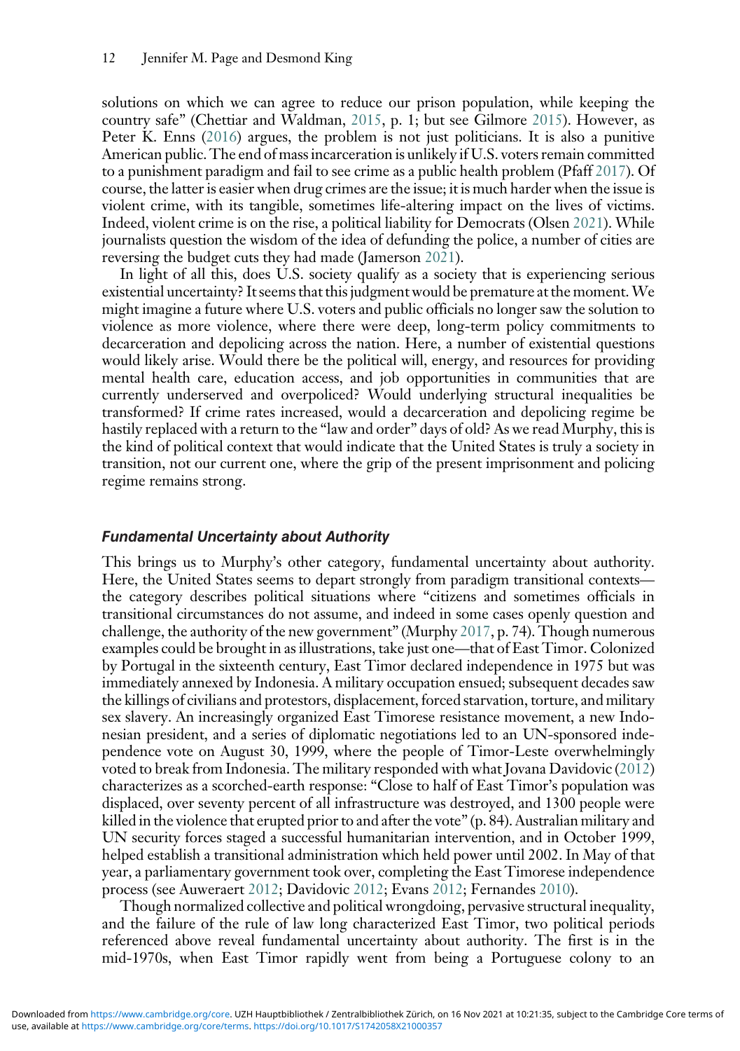solutions on which we can agree to reduce our prison population, while keeping the country safe" (Chettiar and Waldman, 2015, p. 1; but see Gilmore 2015). However, as Peter K. Enns (2016) argues, the problem is not just politicians. It is also a punitive American public. The end of mass incarceration is unlikely if U.S. voters remain committed to a punishment paradigm and fail to see crime as a public health problem (Pfaff 2017). Of course, the latter is easier when drug crimes are the issue; it is much harder when the issue is violent crime, with its tangible, sometimes life-altering impact on the lives of victims. Indeed, violent crime is on the rise, a political liability for Democrats (Olsen 2021). While journalists question the wisdom of the idea of defunding the police, a number of cities are reversing the budget cuts they had made (Jamerson 2021).

In light of all this, does U.S. society qualify as a society that is experiencing serious existential uncertainty? It seems that this judgment would be premature at the moment. We might imagine a future where U.S. voters and public officials no longer saw the solution to violence as more violence, where there were deep, long-term policy commitments to decarceration and depolicing across the nation. Here, a number of existential questions would likely arise. Would there be the political will, energy, and resources for providing mental health care, education access, and job opportunities in communities that are currently underserved and overpoliced? Would underlying structural inequalities be transformed? If crime rates increased, would a decarceration and depolicing regime be hastily replaced with a return to the "law and order" days of old? As we read Murphy, this is the kind of political context that would indicate that the United States is truly a society in transition, not our current one, where the grip of the present imprisonment and policing regime remains strong.

### *Fundamental Uncertainty about Authority*

This brings us to Murphy's other category, fundamental uncertainty about authority. Here, the United States seems to depart strongly from paradigm transitional contexts—the category describes political situations where "citizens and sometimes officials in transitional circumstances do not assume, and indeed in some cases openly question and challenge, the authority of the new government" (Murphy 2017, p. 74). Though numerous examples could be brought in as illustrations, take just one—that of East Timor. Colonized by Portugal in the sixteenth century, East Timor declared independence in 1975 but was immediately annexed by Indonesia. A military occupation ensued; subsequent decades saw the killings of civilians and protestors, displacement, forced starvation, torture, and military sex slavery. An increasingly organized East Timorese resistance movement, a new Indonesian president, and a series of diplomatic negotiations led to an UN-sponsored independence vote on August 30, 1999, where the people of Timor-Leste overwhelmingly voted to break from Indonesia. The military responded with what Jovana Davidovic (2012) characterizes as a scorched-earth response: "Close to half of East Timor's population was displaced, over seventy percent of all infrastructure was destroyed, and 1300 people were killed in the violence that erupted prior to and after the vote" (p. 84). Australian military and UN security forces staged a successful humanitarian intervention, and in October 1999, helped establish a transitional administration which held power until 2002. In May of that year, a parliamentary government took over, completing the East Timorese independence process (see Auweraert 2012; Davidovic 2012; Evans 2012; Fernandes 2010).

Though normalized collective and political wrongdoing, pervasive structural inequality, and the failure of the rule of law long characterized East Timor, two political periods referenced above reveal fundamental uncertainty about authority. The first is in the mid-1970s, when East Timor rapidly went from being a Portuguese colony to an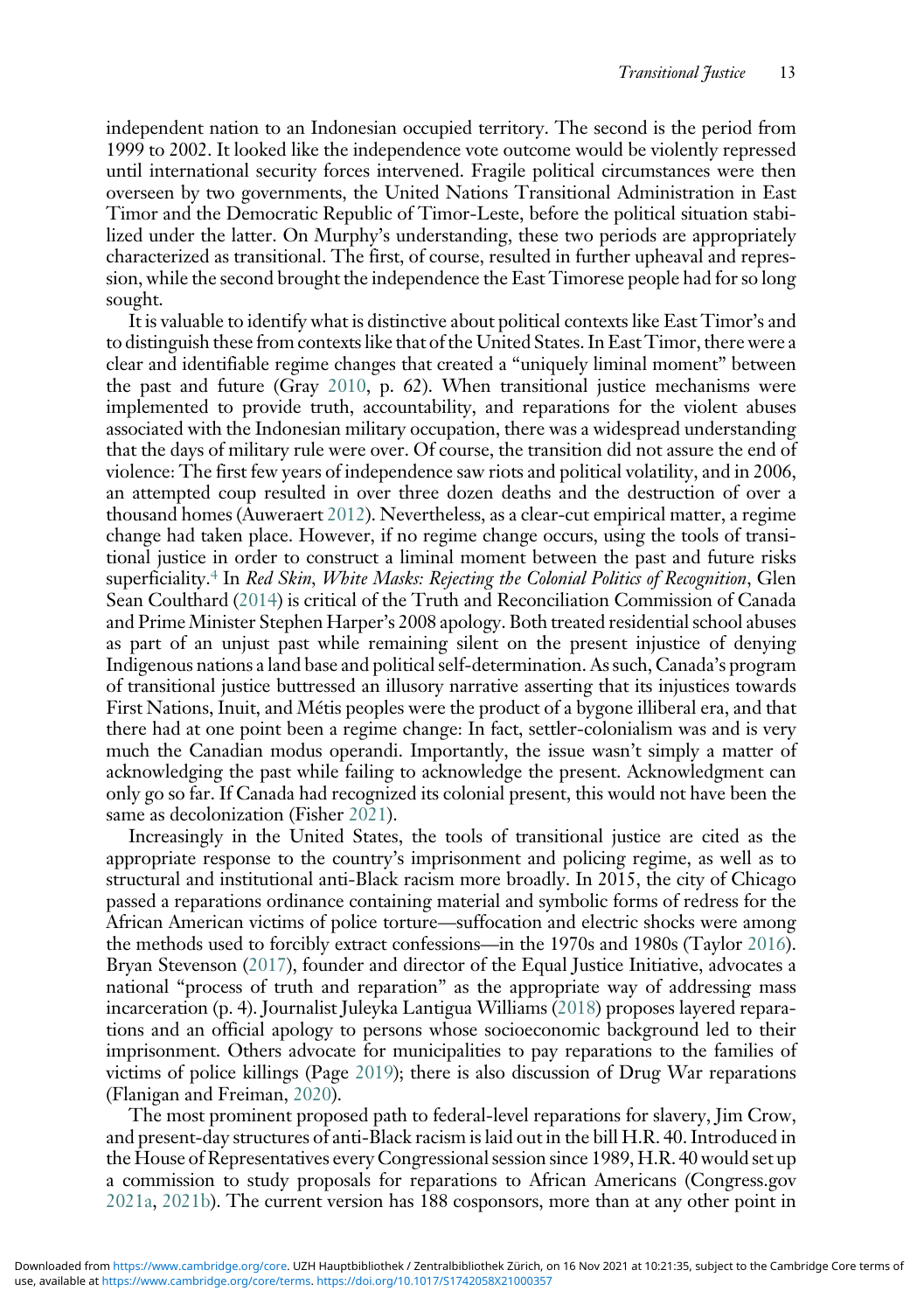independent nation to an Indonesian occupied territory. The second is the period from 1999 to 2002. It looked like the independence vote outcome would be violently repressed until international security forces intervened. Fragile political circumstances were then overseen by two governments, the United Nations Transitional Administration in East Timor and the Democratic Republic of Timor-Leste, before the political situation stabilized under the latter. On Murphy's understanding, these two periods are appropriately characterized as transitional. The first, of course, resulted in further upheaval and repression, while the second brought the independence the East Timorese people had for so long sought.

It is valuable to identify what is distinctive about political contexts like East Timor's and to distinguish these from contexts like that of the United States. In East Timor, there were a clear and identifiable regime changes that created a "uniquely liminal moment" between the past and future (Gray 2010, p. 62). When transitional justice mechanisms were implemented to provide truth, accountability, and reparations for the violent abuses associated with the Indonesian military occupation, there was a widespread understanding that the days of military rule were over. Of course, the transition did not assure the end of violence: The first few years of independence saw riots and political volatility, and in 2006, an attempted coup resulted in over three dozen deaths and the destruction of over a thousand homes (Auweraert 2012). Nevertheless, as a clear-cut empirical matter, a regime change had taken place. However, if no regime change occurs, using the tools of transitional justice in order to construct a liminal moment between the past and future risks superficiality.[4] In *Red Skin, White Masks: Rejecting the Colonial Politics of Recognition*, Glen Sean Coulthard (2014) is critical of the Truth and Reconciliation Commission of Canada and Prime Minister Stephen Harper's 2008 apology. Both treated residential school abuses as part of an unjust past while remaining silent on the present injustice of denying Indigenous nations a land base and political self-determination. As such, Canada's program of transitional justice buttressed an illusory narrative asserting that its injustices towards First Nations, Inuit, and Métis peoples were the product of a bygone illiberal era, and that there had at one point been a regime change: In fact, settler-colonialism was and is very much the Canadian modus operandi. Importantly, the issue wasn't simply a matter of acknowledging the past while failing to acknowledge the present. Acknowledgment can only go so far. If Canada had recognized its colonial present, this would not have been the same as decolonization (Fisher 2021).

Increasingly in the United States, the tools of transitional justice are cited as the appropriate response to the country's imprisonment and policing regime, as well as to structural and institutional anti-Black racism more broadly. In 2015, the city of Chicago passed a reparations ordinance containing material and symbolic forms of redress for the African American victims of police torture—suffocation and electric shocks were among the methods used to forcibly extract confessions—in the 1970s and 1980s (Taylor 2016). Bryan Stevenson (2017), founder and director of the Equal Justice Initiative, advocates a national "process of truth and reparation" as the appropriate way of addressing mass incarceration (p. 4). Journalist Juleyka Lantigua Williams (2018) proposes layered reparations and an official apology to persons whose socioeconomic background led to their imprisonment. Others advocate for municipalities to pay reparations to the families of victims of police killings (Page 2019); there is also discussion of Drug War reparations (Flanigan and Freiman, 2020).

The most prominent proposed path to federal-level reparations for slavery, Jim Crow, and present-day structures of anti-Black racism is laid out in the bill H.R. 40. Introduced in the House of Representatives every Congressional session since 1989, H.R. 40 would set up a commission to study proposals for reparations to African Americans (Congress.gov 2021a, 2021b). The current version has 188 cosponsors, more than at any other point in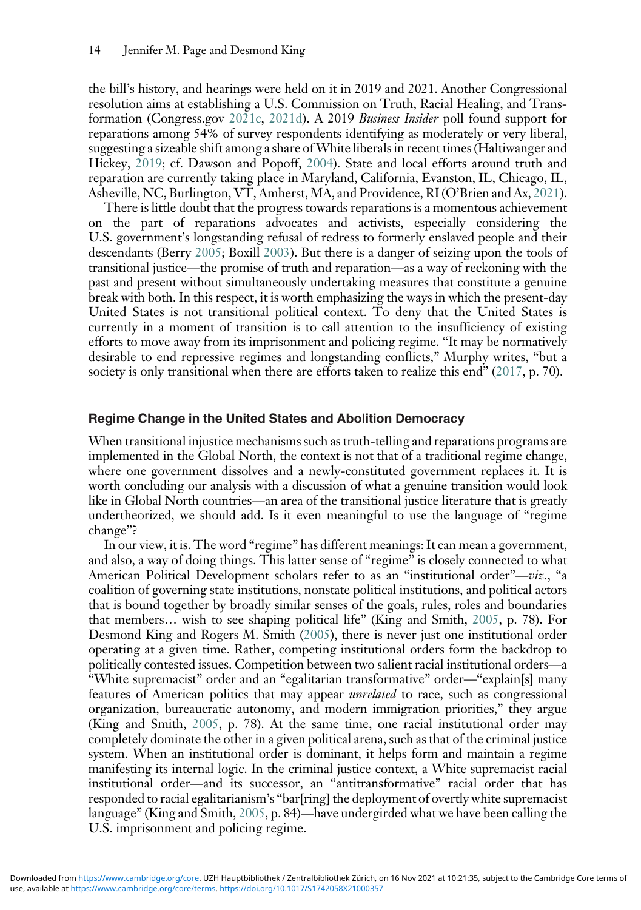the bill's history, and hearings were held on it in 2019 and 2021. Another Congressional resolution aims at establishing a U.S. Commission on Truth, Racial Healing, and Transformation (Congress.gov 2021c, 2021d). A 2019 *Business Insider* poll found support for reparations among 54% of survey respondents identifying as moderately or very liberal, suggesting a sizeable shift among a share of White liberals in recent times (Haltiwanger and Hickey, 2019; cf. Dawson and Popoff, 2004). State and local efforts around truth and reparation are currently taking place in Maryland, California, Evanston, IL, Chicago, IL, Asheville, NC, Burlington, VT, Amherst, MA, and Providence, RI (O'Brien and Ax, 2021).

There is little doubt that the progress towards reparations is a momentous achievement on the part of reparations advocates and activists, especially considering the U.S. government's longstanding refusal of redress to formerly enslaved people and their descendants (Berry 2005; Boxill 2003). But there is a danger of seizing upon the tools of transitional justice—the promise of truth and reparation—as a way of reckoning with the past and present without simultaneously undertaking measures that constitute a genuine break with both. In this respect, it is worth emphasizing the ways in which the present-day United States is not transitional political context. To deny that the United States is currently in a moment of transition is to call attention to the insufficiency of existing efforts to move away from its imprisonment and policing regime. "It may be normatively desirable to end repressive regimes and longstanding conflicts," Murphy writes, "but a society is only transitional when there are efforts taken to realize this end" (2017, p. 70).

## Regime Change in the United States and Abolition Democracy

When transitional injustice mechanisms such as truth-telling and reparations programs are implemented in the Global North, the context is not that of a traditional regime change, where one government dissolves and a newly-constituted government replaces it. It is worth concluding our analysis with a discussion of what a genuine transition would look like in Global North countries—an area of the transitional justice literature that is greatly undertheorized, we should add. Is it even meaningful to use the language of "regime change"?

In our view, it is. The word "regime" has different meanings: It can mean a government, and also, a way of doing things. This latter sense of "regime" is closely connected to what American Political Development scholars refer to as an "institutional order"—*viz.*, "a coalition of governing state institutions, nonstate political institutions, and political actors that is bound together by broadly similar senses of the goals, rules, roles and boundaries that members… wish to see shaping political life" (King and Smith, 2005, p. 78). For Desmond King and Rogers M. Smith (2005), there is never just one institutional order operating at a given time. Rather, competing institutional orders form the backdrop to politically contested issues. Competition between two salient racial institutional orders—a "White supremacist" order and an "egalitarian transformative" order—"explain[s] many features of American politics that may appear *unrelated* to race, such as congressional organization, bureaucratic autonomy, and modern immigration priorities," they argue (King and Smith, 2005, p. 78). At the same time, one racial institutional order may completely dominate the other in a given political arena, such as that of the criminal justice system. When an institutional order is dominant, it helps form and maintain a regime manifesting its internal logic. In the criminal justice context, a White supremacist racial institutional order—and its successor, an "antitransformative" racial order that has responded to racial egalitarianism's "bar[ring] the deployment of overtly white supremacist language" (King and Smith, 2005, p. 84)—have undergirded what we have been calling the U.S. imprisonment and policing regime.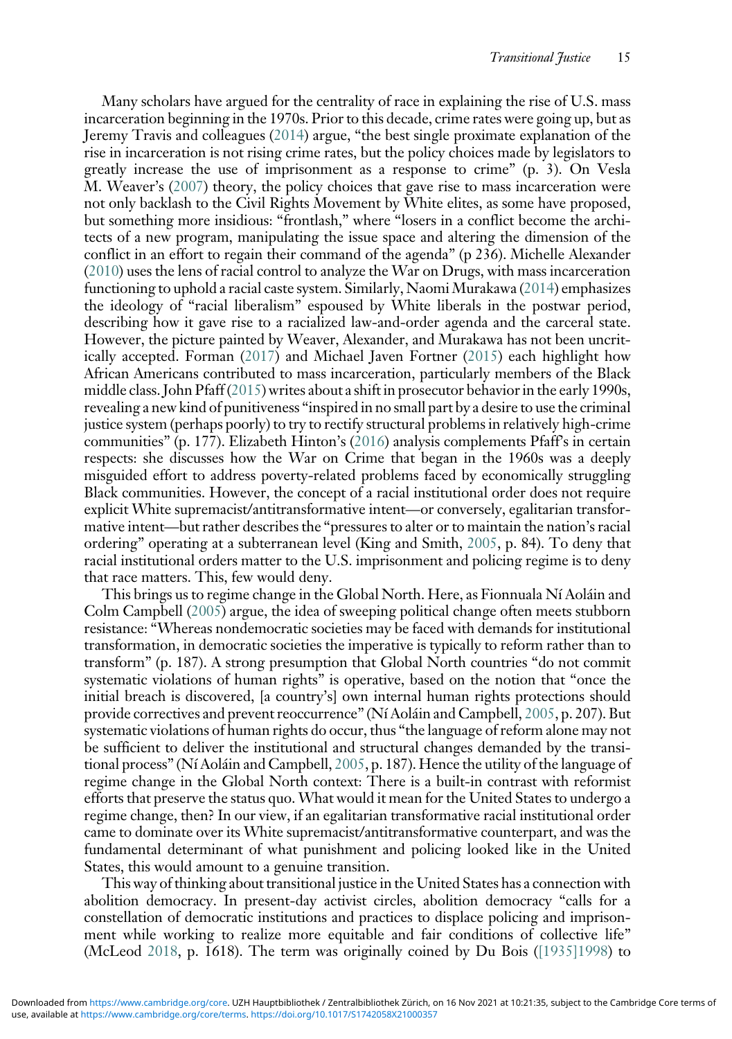Many scholars have argued for the centrality of race in explaining the rise of U.S. mass incarceration beginning in the 1970s. Prior to this decade, crime rates were going up, but as Jeremy Travis and colleagues (2014) argue, "the best single proximate explanation of the rise in incarceration is not rising crime rates, but the policy choices made by legislators to greatly increase the use of imprisonment as a response to crime" (p. 3). On Vesla M. Weaver's (2007) theory, the policy choices that gave rise to mass incarceration were not only backlash to the Civil Rights Movement by White elites, as some have proposed, but something more insidious: "frontlash," where "losers in a conflict become the architects of a new program, manipulating the issue space and altering the dimension of the conflict in an effort to regain their command of the agenda" (p 236). Michelle Alexander (2010) uses the lens of racial control to analyze the War on Drugs, with mass incarceration functioning to uphold a racial caste system. Similarly, Naomi Murakawa (2014) emphasizes the ideology of "racial liberalism" espoused by White liberals in the postwar period, describing how it gave rise to a racialized law-and-order agenda and the carceral state. However, the picture painted by Weaver, Alexander, and Murakawa has not been uncritically accepted. Forman (2017) and Michael Javen Fortner (2015) each highlight how African Americans contributed to mass incarceration, particularly members of the Black middle class. John Pfaff (2015) writes about a shift in prosecutor behavior in the early 1990s, revealing a new kind of punitiveness "inspired in no small part by a desire to use the criminal justice system (perhaps poorly) to try to rectify structural problems in relatively high-crime communities" (p. 177). Elizabeth Hinton's (2016) analysis complements Pfaff's in certain respects: she discusses how the War on Crime that began in the 1960s was a deeply misguided effort to address poverty-related problems faced by economically struggling Black communities. However, the concept of a racial institutional order does not require explicit White supremacist/antitransformative intent—or conversely, egalitarian transformative intent—but rather describes the "pressures to alter or to maintain the nation's racial ordering" operating at a subterranean level (King and Smith, 2005, p. 84). To deny that racial institutional orders matter to the U.S. imprisonment and policing regime is to deny that race matters. This, few would deny.

This brings us to regime change in the Global North. Here, as Fionnuala Ní Aoláin and Colm Campbell (2005) argue, the idea of sweeping political change often meets stubborn resistance: "Whereas nondemocratic societies may be faced with demands for institutional transformation, in democratic societies the imperative is typically to reform rather than to transform" (p. 187). A strong presumption that Global North countries "do not commit systematic violations of human rights" is operative, based on the notion that "once the initial breach is discovered, [a country's] own internal human rights protections should provide correctives and prevent reoccurrence" (Ní Aoláin and Campbell, 2005, p. 207). But systematic violations of human rights do occur, thus "the language of reform alone may not be sufficient to deliver the institutional and structural changes demanded by the transitional process" (Ní Aoláin and Campbell, 2005, p. 187). Hence the utility of the language of regime change in the Global North context: There is a built-in contrast with reformist efforts that preserve the status quo. What would it mean for the United States to undergo a regime change, then? In our view, if an egalitarian transformative racial institutional order came to dominate over its White supremacist/antitransformative counterpart, and was the fundamental determinant of what punishment and policing looked like in the United States, this would amount to a genuine transition.

This way of thinking about transitional justice in the United States has a connection with abolition democracy. In present-day activist circles, abolition democracy "calls for a constellation of democratic institutions and practices to displace policing and imprisonment while working to realize more equitable and fair conditions of collective life" (McLeod 2018, p. 1618). The term was originally coined by Du Bois ([1935]1998) to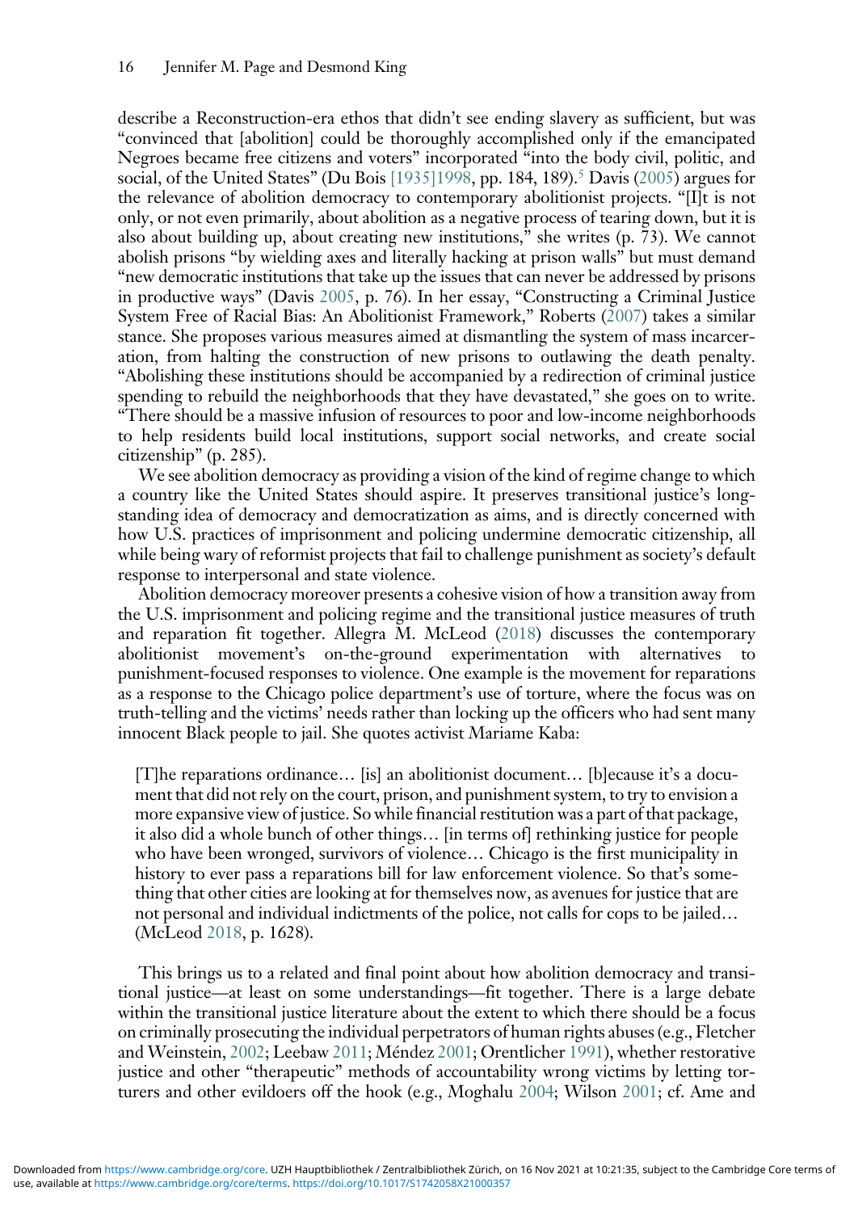describe a Reconstruction-era ethos that didn't see ending slavery as sufficient, but was "convinced that [abolition] could be thoroughly accomplished only if the emancipated Negroes became free citizens and voters" incorporated "into the body civil, politic, and social, of the United States" (Du Bois [1935]1998, pp. 184, 189).[5] Davis (2005) argues for the relevance of abolition democracy to contemporary abolitionist projects. "[I]t is not only, or not even primarily, about abolition as a negative process of tearing down, but it is also about building up, about creating new institutions," she writes (p. 73). We cannot abolish prisons "by wielding axes and literally hacking at prison walls" but must demand "new democratic institutions that take up the issues that can never be addressed by prisons in productive ways" (Davis 2005, p. 76). In her essay, "Constructing a Criminal Justice System Free of Racial Bias: An Abolitionist Framework," Roberts (2007) takes a similar stance. She proposes various measures aimed at dismantling the system of mass incarceration, from halting the construction of new prisons to outlawing the death penalty. "Abolishing these institutions should be accompanied by a redirection of criminal justice spending to rebuild the neighborhoods that they have devastated," she goes on to write. "There should be a massive infusion of resources to poor and low-income neighborhoods to help residents build local institutions, support social networks, and create social citizenship" (p. 285).

We see abolition democracy as providing a vision of the kind of regime change to which a country like the United States should aspire. It preserves transitional justice's longstanding idea of democracy and democratization as aims, and is directly concerned with how U.S. practices of imprisonment and policing undermine democratic citizenship, all while being wary of reformist projects that fail to challenge punishment as society's default response to interpersonal and state violence.

Abolition democracy moreover presents a cohesive vision of how a transition away from the U.S. imprisonment and policing regime and the transitional justice measures of truth and reparation fit together. Allegra M. McLeod (2018) discusses the contemporary abolitionist movement's on-the-ground experimentation with alternatives to punishment-focused responses to violence. One example is the movement for reparations as a response to the Chicago police department's use of torture, where the focus was on truth-telling and the victims' needs rather than locking up the officers who had sent many innocent Black people to jail. She quotes activist Mariame Kaba:

> [T]he reparations ordinance… [is] an abolitionist document… [b]ecause it's a document that did not rely on the court, prison, and punishment system, to try to envision a more expansive view of justice. So while financial restitution was a part of that package, it also did a whole bunch of other things… [in terms of] rethinking justice for people who have been wronged, survivors of violence… Chicago is the first municipality in history to ever pass a reparations bill for law enforcement violence. So that's something that other cities are looking at for themselves now, as avenues for justice that are not personal and individual indictments of the police, not calls for cops to be jailed… (McLeod 2018, p. 1628).

This brings us to a related and final point about how abolition democracy and transitional justice—at least on some understandings—fit together. There is a large debate within the transitional justice literature about the extent to which there should be a focus on criminally prosecuting the individual perpetrators of human rights abuses (e.g., Fletcher and Weinstein, 2002; Leebaw 2011; Méndez 2001; Orentlicher 1991), whether restorative justice and other "therapeutic" methods of accountability wrong victims by letting torturers and other evildoers off the hook (e.g., Moghalu 2004; Wilson 2001; cf. Ame and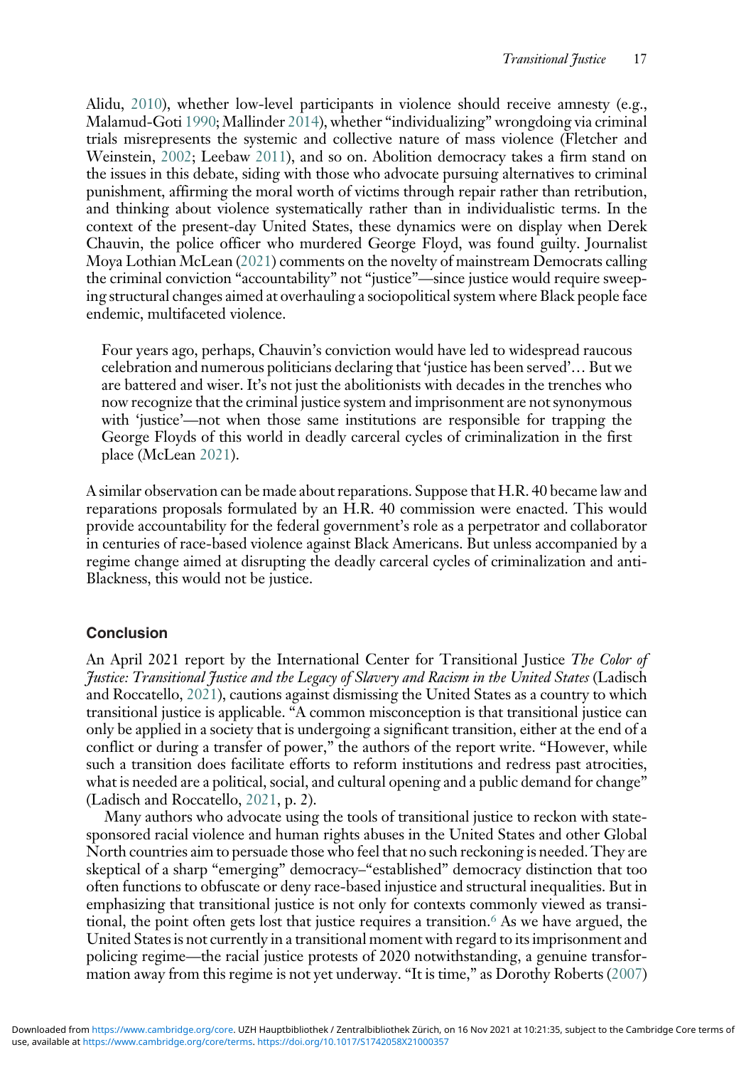Alidu, 2010), whether low-level participants in violence should receive amnesty (e.g., Malamud-Goti 1990; Mallinder 2014), whether "individualizing" wrongdoing via criminal trials misrepresents the systemic and collective nature of mass violence (Fletcher and Weinstein, 2002; Leebaw 2011), and so on. Abolition democracy takes a firm stand on the issues in this debate, siding with those who advocate pursuing alternatives to criminal punishment, affirming the moral worth of victims through repair rather than retribution, and thinking about violence systematically rather than in individualistic terms. In the context of the present-day United States, these dynamics were on display when Derek Chauvin, the police officer who murdered George Floyd, was found guilty. Journalist Moya Lothian McLean (2021) comments on the novelty of mainstream Democrats calling the criminal conviction "accountability" not "justice"—since justice would require sweeping structural changes aimed at overhauling a sociopolitical system where Black people face endemic, multifaceted violence.

> Four years ago, perhaps, Chauvin's conviction would have led to widespread raucous celebration and numerous politicians declaring that 'justice has been served'… But we are battered and wiser. It's not just the abolitionists with decades in the trenches who now recognize that the criminal justice system and imprisonment are not synonymous with 'justice'—not when those same institutions are responsible for trapping the George Floyds of this world in deadly carceral cycles of criminalization in the first place (McLean 2021).

A similar observation can be made about reparations. Suppose that H.R. 40 became law and reparations proposals formulated by an H.R. 40 commission were enacted. This would provide accountability for the federal government's role as a perpetrator and collaborator in centuries of race-based violence against Black Americans. But unless accompanied by a regime change aimed at disrupting the deadly carceral cycles of criminalization and anti-Blackness, this would not be justice.

## Conclusion

An April 2021 report by the International Center for Transitional Justice *The Color of Justice: Transitional Justice and the Legacy of Slavery and Racism in the United States* (Ladisch and Roccatello, 2021), cautions against dismissing the United States as a country to which transitional justice is applicable. "A common misconception is that transitional justice can only be applied in a society that is undergoing a significant transition, either at the end of a conflict or during a transfer of power," the authors of the report write. "However, while such a transition does facilitate efforts to reform institutions and redress past atrocities, what is needed are a political, social, and cultural opening and a public demand for change" (Ladisch and Roccatello, 2021, p. 2).

Many authors who advocate using the tools of transitional justice to reckon with state-sponsored racial violence and human rights abuses in the United States and other Global North countries aim to persuade those who feel that no such reckoning is needed. They are skeptical of a sharp "emerging" democracy–"established" democracy distinction that too often functions to obfuscate or deny race-based injustice and structural inequalities. But in emphasizing that transitional justice is not only for contexts commonly viewed as transitional, the point often gets lost that justice requires a transition.[6] As we have argued, the United States is not currently in a transitional moment with regard to its imprisonment and policing regime—the racial justice protests of 2020 notwithstanding, a genuine transformation away from this regime is not yet underway. "It is time," as Dorothy Roberts (2007)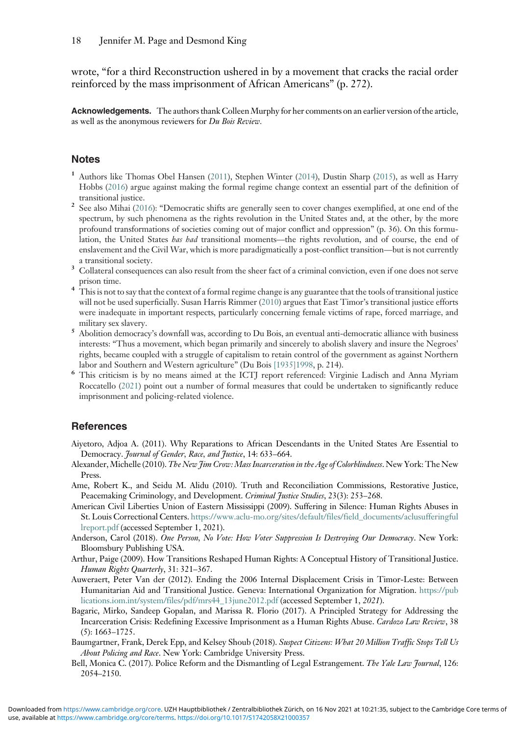wrote, "for a third Reconstruction ushered in by a movement that cracks the racial order reinforced by the mass imprisonment of African Americans" (p. 272).

**Acknowledgements.** The authors thank Colleen Murphy for her comments on an earlier version of the article, as well as the anonymous reviewers for *Du Bois Review*.

## Notes

[1] Authors like Thomas Obel Hansen (2011), Stephen Winter (2014), Dustin Sharp (2015), as well as Harry Hobbs (2016) argue against making the formal regime change context an essential part of the definition of transitional justice.

[2] See also Mihai (2016): "Democratic shifts are generally seen to cover changes exemplified, at one end of the spectrum, by such phenomena as the rights revolution in the United States and, at the other, by the more profound transformations of societies coming out of major conflict and oppression" (p. 36). On this formulation, the United States *has had* transitional moments—the rights revolution, and of course, the end of enslavement and the Civil War, which is more paradigmatically a post-conflict transition—but is not currently a transitional society.

[3] Collateral consequences can also result from the sheer fact of a criminal conviction, even if one does not serve prison time.

[4] This is not to say that the context of a formal regime change is any guarantee that the tools of transitional justice will not be used superficially. Susan Harris Rimmer (2010) argues that East Timor's transitional justice efforts were inadequate in important respects, particularly concerning female victims of rape, forced marriage, and military sex slavery.

[5] Abolition democracy's downfall was, according to Du Bois, an eventual anti-democratic alliance with business interests: "Thus a movement, which began primarily and sincerely to abolish slavery and insure the Negroes' rights, became coupled with a struggle of capitalism to retain control of the government as against Northern labor and Southern and Western agriculture" (Du Bois [1935]1998, p. 214).

[6] This criticism is by no means aimed at the ICTJ report referenced: Virginie Ladisch and Anna Myriam Roccatello (2021) point out a number of formal measures that could be undertaken to significantly reduce imprisonment and policing-related violence.

## References

Aiyetoro, Adjoa A. (2011). Why Reparations to African Descendants in the United States Are Essential to Democracy. *Journal of Gender, Race, and Justice*, 14: 633–664.

Alexander, Michelle (2010). *The New Jim Crow: Mass Incarceration in the Age of Colorblindness*. New York: The New Press.

Ame, Robert K., and Seidu M. Alidu (2010). Truth and Reconciliation Commissions, Restorative Justice, Peacemaking Criminology, and Development. *Criminal Justice Studies*, 23(3): 253–268.

American Civil Liberties Union of Eastern Mississippi (2009). Suffering in Silence: Human Rights Abuses in St. Louis Correctional Centers. https://www.aclu-mo.org/sites/default/files/field_documents/aclusufferingfullreport.pdf (accessed September 1, 2021).

Anderson, Carol (2018). *One Person, No Vote: How Voter Suppression Is Destroying Our Democracy*. New York: Bloomsbury Publishing USA.

Arthur, Paige (2009). How Transitions Reshaped Human Rights: A Conceptual History of Transitional Justice. *Human Rights Quarterly*, 31: 321–367.

Auweraert, Peter Van der (2012). Ending the 2006 Internal Displacement Crisis in Timor-Leste: Between Humanitarian Aid and Transitional Justice. Geneva: International Organization for Migration. https://publications.iom.int/system/files/pdf/mrs44_13june2012.pdf (accessed September 1, *2021*).

Bagaric, Mirko, Sandeep Gopalan, and Marissa R. Florio (2017). A Principled Strategy for Addressing the Incarceration Crisis: Redefining Excessive Imprisonment as a Human Rights Abuse. *Cardozo Law Review*, 38 (5): 1663–1725.

Baumgartner, Frank, Derek Epp, and Kelsey Shoub (2018). *Suspect Citizens: What 20 Million Traffic Stops Tell Us About Policing and Race*. New York: Cambridge University Press.

Bell, Monica C. (2017). Police Reform and the Dismantling of Legal Estrangement. *The Yale Law Journal*, 126: 2054–2150.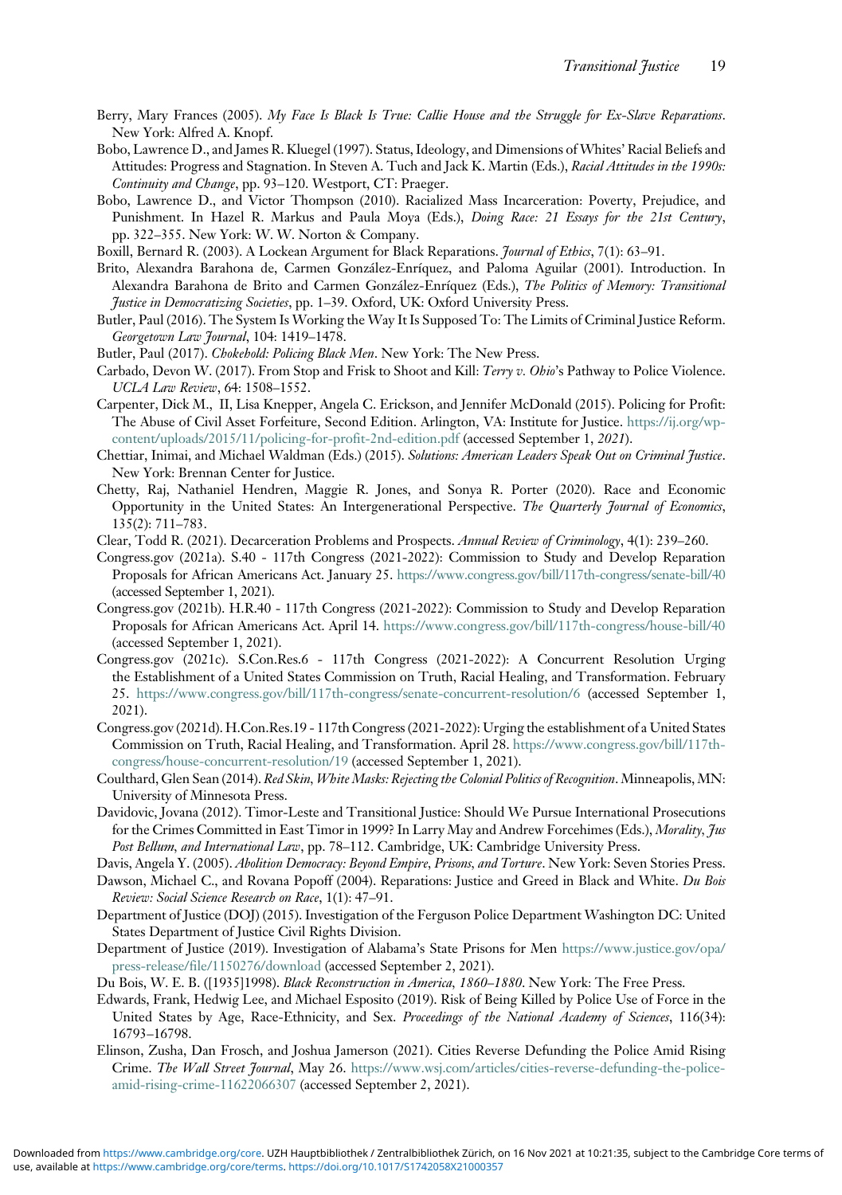Berry, Mary Frances (2005). *My Face Is Black Is True: Callie House and the Struggle for Ex-Slave Reparations*. New York: Alfred A. Knopf.

Bobo, Lawrence D., and James R. Kluegel (1997). Status, Ideology, and Dimensions of Whites' Racial Beliefs and Attitudes: Progress and Stagnation. In Steven A. Tuch and Jack K. Martin (Eds.), *Racial Attitudes in the 1990s: Continuity and Change*, pp. 93–120. Westport, CT: Praeger.

Bobo, Lawrence D., and Victor Thompson (2010). Racialized Mass Incarceration: Poverty, Prejudice, and Punishment. In Hazel R. Markus and Paula Moya (Eds.), *Doing Race: 21 Essays for the 21st Century*, pp. 322–355. New York: W. W. Norton & Company.

Boxill, Bernard R. (2003). A Lockean Argument for Black Reparations. *Journal of Ethics*, 7(1): 63–91.

Brito, Alexandra Barahona de, Carmen González-Enríquez, and Paloma Aguilar (2001). Introduction. In Alexandra Barahona de Brito and Carmen González-Enríquez (Eds.), *The Politics of Memory: Transitional Justice in Democratizing Societies*, pp. 1–39. Oxford, UK: Oxford University Press.

Butler, Paul (2016). The System Is Working the Way It Is Supposed To: The Limits of Criminal Justice Reform. *Georgetown Law Journal*, 104: 1419–1478.

Butler, Paul (2017). *Chokehold: Policing Black Men*. New York: The New Press.

Carbado, Devon W. (2017). From Stop and Frisk to Shoot and Kill: *Terry v. Ohio*'s Pathway to Police Violence. *UCLA Law Review*, 64: 1508–1552.

Carpenter, Dick M., II, Lisa Knepper, Angela C. Erickson, and Jennifer McDonald (2015). Policing for Profit: The Abuse of Civil Asset Forfeiture, Second Edition. Arlington, VA: Institute for Justice. https://ij.org/wp-content/uploads/2015/11/policing-for-profit-2nd-edition.pdf (accessed September 1, *2021*).

Chettiar, Inimai, and Michael Waldman (Eds.) (2015). *Solutions: American Leaders Speak Out on Criminal Justice*. New York: Brennan Center for Justice.

Chetty, Raj, Nathaniel Hendren, Maggie R. Jones, and Sonya R. Porter (2020). Race and Economic Opportunity in the United States: An Intergenerational Perspective. *The Quarterly Journal of Economics*, 135(2): 711–783.

Clear, Todd R. (2021). Decarceration Problems and Prospects. *Annual Review of Criminology*, 4(1): 239–260.

Congress.gov (2021a). S.40 - 117th Congress (2021-2022): Commission to Study and Develop Reparation Proposals for African Americans Act. January 25. https://www.congress.gov/bill/117th-congress/senate-bill/40 (accessed September 1, 2021).

Congress.gov (2021b). H.R.40 - 117th Congress (2021-2022): Commission to Study and Develop Reparation Proposals for African Americans Act. April 14. https://www.congress.gov/bill/117th-congress/house-bill/40 (accessed September 1, 2021).

Congress.gov (2021c). S.Con.Res.6 - 117th Congress (2021-2022): A Concurrent Resolution Urging the Establishment of a United States Commission on Truth, Racial Healing, and Transformation. February 25. https://www.congress.gov/bill/117th-congress/senate-concurrent-resolution/6 (accessed September 1, 2021).

Congress.gov (2021d). H.Con.Res.19 - 117th Congress (2021-2022): Urging the establishment of a United States Commission on Truth, Racial Healing, and Transformation. April 28. https://www.congress.gov/bill/117th-congress/house-concurrent-resolution/19 (accessed September 1, 2021).

Coulthard, Glen Sean (2014). *Red Skin, White Masks: Rejecting the Colonial Politics of Recognition*. Minneapolis, MN: University of Minnesota Press.

Davidovic, Jovana (2012). Timor-Leste and Transitional Justice: Should We Pursue International Prosecutions for the Crimes Committed in East Timor in 1999? In Larry May and Andrew Forcehimes (Eds.), *Morality, Jus Post Bellum, and International Law*, pp. 78–112. Cambridge, UK: Cambridge University Press.

Davis, Angela Y. (2005). *Abolition Democracy: Beyond Empire, Prisons, and Torture*. New York: Seven Stories Press.

Dawson, Michael C., and Rovana Popoff (2004). Reparations: Justice and Greed in Black and White. *Du Bois Review: Social Science Research on Race*, 1(1): 47–91.

Department of Justice (DOJ) (2015). Investigation of the Ferguson Police Department Washington DC: United States Department of Justice Civil Rights Division.

Department of Justice (2019). Investigation of Alabama's State Prisons for Men https://www.justice.gov/opa/press-release/file/1150276/download (accessed September 2, 2021).

Du Bois, W. E. B. ([1935]1998). *Black Reconstruction in America, 1860–1880*. New York: The Free Press.

Edwards, Frank, Hedwig Lee, and Michael Esposito (2019). Risk of Being Killed by Police Use of Force in the United States by Age, Race-Ethnicity, and Sex. *Proceedings of the National Academy of Sciences*, 116(34): 16793–16798.

Elinson, Zusha, Dan Frosch, and Joshua Jamerson (2021). Cities Reverse Defunding the Police Amid Rising Crime. *The Wall Street Journal*, May 26. https://www.wsj.com/articles/cities-reverse-defunding-the-police-amid-rising-crime-11622066307 (accessed September 2, 2021).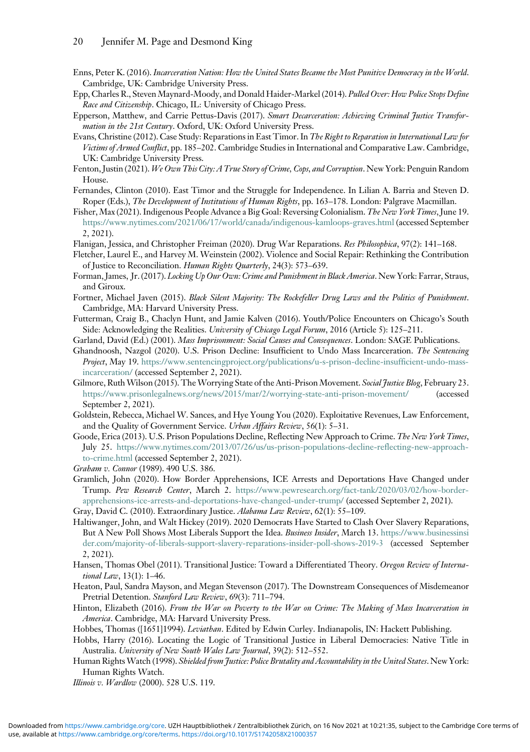Enns, Peter K. (2016). *Incarceration Nation: How the United States Became the Most Punitive Democracy in the World*. Cambridge, UK: Cambridge University Press.

Epp, Charles R., Steven Maynard-Moody, and Donald Haider-Markel (2014). *Pulled Over: How Police Stops Define Race and Citizenship*. Chicago, IL: University of Chicago Press.

Epperson, Matthew, and Carrie Pettus-Davis (2017). *Smart Decarceration: Achieving Criminal Justice Transformation in the 21st Century*. Oxford, UK: Oxford University Press.

Evans, Christine (2012). Case Study: Reparations in East Timor. In *The Right to Reparation in International Law for Victims of Armed Conflict*, pp. 185–202. Cambridge Studies in International and Comparative Law. Cambridge, UK: Cambridge University Press.

Fenton, Justin (2021). *We Own This City: A True Story of Crime, Cops, and Corruption*. New York: Penguin Random House.

Fernandes, Clinton (2010). East Timor and the Struggle for Independence. In Lilian A. Barria and Steven D. Roper (Eds.), *The Development of Institutions of Human Rights*, pp. 163–178. London: Palgrave Macmillan.

Fisher, Max (2021). Indigenous People Advance a Big Goal: Reversing Colonialism. *The New York Times*, June 19. https://www.nytimes.com/2021/06/17/world/canada/indigenous-kamloops-graves.html (accessed September 2, 2021).

Flanigan, Jessica, and Christopher Freiman (2020). Drug War Reparations. *Res Philosophica*, 97(2): 141–168.

Fletcher, Laurel E., and Harvey M. Weinstein (2002). Violence and Social Repair: Rethinking the Contribution of Justice to Reconciliation. *Human Rights Quarterly*, 24(3): 573–639.

Forman, James, Jr. (2017). *Locking Up Our Own: Crime and Punishment in Black America*. New York: Farrar, Straus, and Giroux.

Fortner, Michael Javen (2015). *Black Silent Majority: The Rockefeller Drug Laws and the Politics of Punishment*. Cambridge, MA: Harvard University Press.

Futterman, Craig B., Chaclyn Hunt, and Jamie Kalven (2016). Youth/Police Encounters on Chicago's South Side: Acknowledging the Realities. *University of Chicago Legal Forum*, 2016 (Article 5): 125–211.

Garland, David (Ed.) (2001). *Mass Imprisonment: Social Causes and Consequences*. London: SAGE Publications.

Ghandnoosh, Nazgol (2020). U.S. Prison Decline: Insufficient to Undo Mass Incarceration. *The Sentencing Project*, May 19. https://www.sentencingproject.org/publications/u-s-prison-decline-insufficient-undo-mass-incarceration/ (accessed September 2, 2021).

Gilmore, Ruth Wilson (2015). The Worrying State of the Anti-Prison Movement. *Social Justice Blog*, February 23. https://www.prisonlegalnews.org/news/2015/mar/2/worrying-state-anti-prison-movement/ (accessed September 2, 2021).

Goldstein, Rebecca, Michael W. Sances, and Hye Young You (2020). Exploitative Revenues, Law Enforcement, and the Quality of Government Service. *Urban Affairs Review*, 56(1): 5–31.

Goode, Erica (2013). U.S. Prison Populations Decline, Reflecting New Approach to Crime. *The New York Times*, July 25. https://www.nytimes.com/2013/07/26/us/us-prison-populations-decline-reflecting-new-approach-to-crime.html (accessed September 2, 2021).

*Graham v. Connor* (1989). 490 U.S. 386.

Gramlich, John (2020). How Border Apprehensions, ICE Arrests and Deportations Have Changed under Trump. *Pew Research Center*, March 2. https://www.pewresearch.org/fact-tank/2020/03/02/how-border-apprehensions-ice-arrests-and-deportations-have-changed-under-trump/ (accessed September 2, 2021).

Gray, David C. (2010). Extraordinary Justice. *Alabama Law Review*, 62(1): 55–109.

Haltiwanger, John, and Walt Hickey (2019). 2020 Democrats Have Started to Clash Over Slavery Reparations, But A New Poll Shows Most Liberals Support the Idea. *Business Insider*, March 13. https://www.businessinsider.com/majority-of-liberals-support-slavery-reparations-insider-poll-shows-2019-3 (accessed September 2, 2021).

Hansen, Thomas Obel (2011). Transitional Justice: Toward a Differentiated Theory. *Oregon Review of International Law*, 13(1): 1–46.

Heaton, Paul, Sandra Mayson, and Megan Stevenson (2017). The Downstream Consequences of Misdemeanor Pretrial Detention. *Stanford Law Review*, 69(3): 711–794.

Hinton, Elizabeth (2016). *From the War on Poverty to the War on Crime: The Making of Mass Incarceration in America*. Cambridge, MA: Harvard University Press.

Hobbes, Thomas ([1651]1994). *Leviathan*. Edited by Edwin Curley. Indianapolis, IN: Hackett Publishing.

Hobbs, Harry (2016). Locating the Logic of Transitional Justice in Liberal Democracies: Native Title in Australia. *University of New South Wales Law Journal*, 39(2): 512–552.

Human Rights Watch (1998). *Shielded from Justice: Police Brutality and Accountability in the United States*. New York: Human Rights Watch.

*Illinois v. Wardlow* (2000). 528 U.S. 119.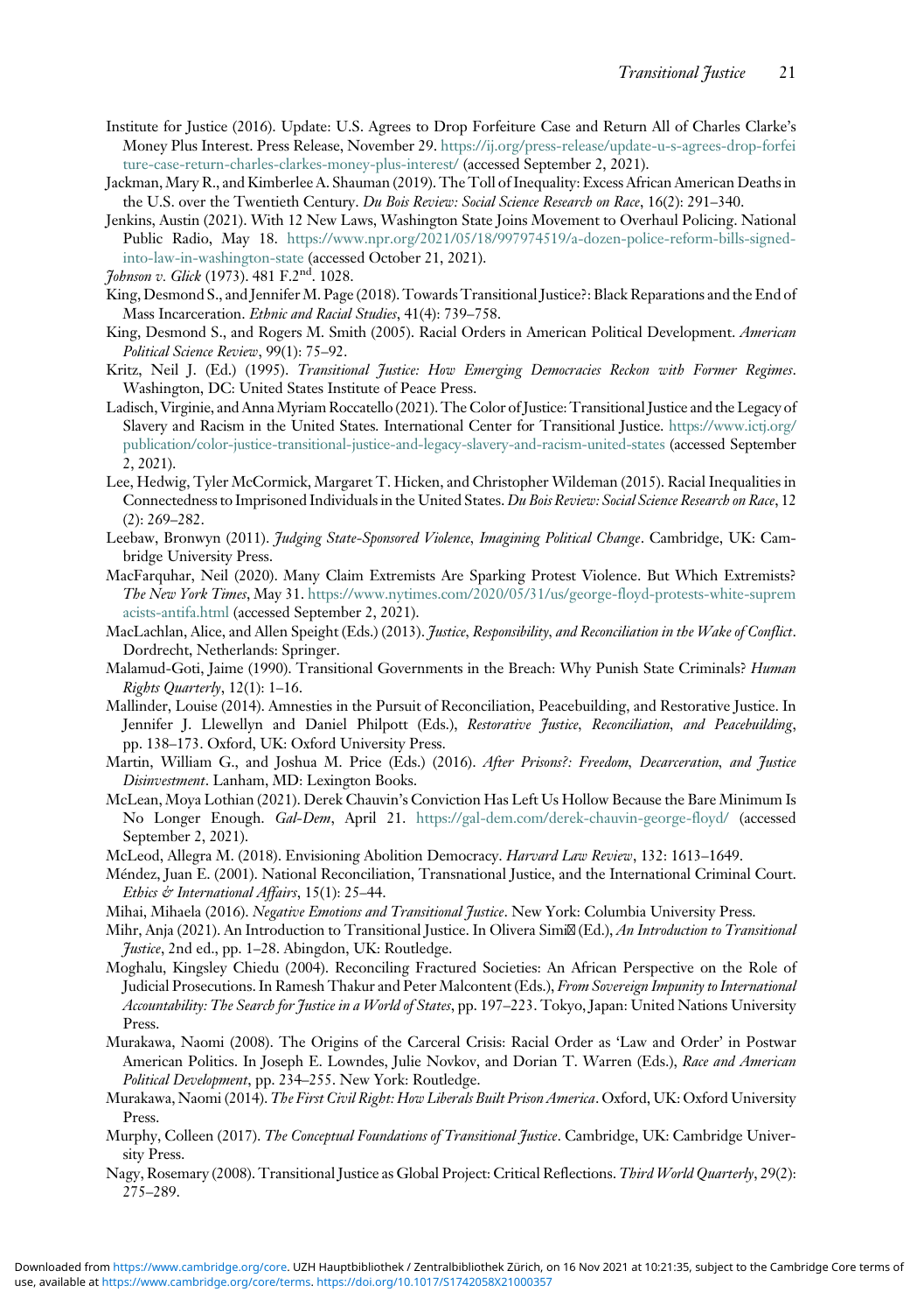Institute for Justice (2016). Update: U.S. Agrees to Drop Forfeiture Case and Return All of Charles Clarke's Money Plus Interest. Press Release, November 29. https://ij.org/press-release/update-u-s-agrees-drop-forfeiture-case-return-charles-clarkes-money-plus-interest/ (accessed September 2, 2021).

Jackman, Mary R., and Kimberlee A. Shauman (2019). The Toll of Inequality: Excess African American Deaths in the U.S. over the Twentieth Century. *Du Bois Review: Social Science Research on Race*, 16(2): 291–340.

Jenkins, Austin (2021). With 12 New Laws, Washington State Joins Movement to Overhaul Policing. National Public Radio, May 18. https://www.npr.org/2021/05/18/997974519/a-dozen-police-reform-bills-signed-into-law-in-washington-state (accessed October 21, 2021).

*Johnson v. Glick* (1973). 481 F.2nd. 1028.

King, Desmond S., and Jennifer M. Page (2018). Towards Transitional Justice?: Black Reparations and the End of Mass Incarceration. *Ethnic and Racial Studies*, 41(4): 739–758.

King, Desmond S., and Rogers M. Smith (2005). Racial Orders in American Political Development. *American Political Science Review*, 99(1): 75–92.

Kritz, Neil J. (Ed.) (1995). *Transitional Justice: How Emerging Democracies Reckon with Former Regimes*. Washington, DC: United States Institute of Peace Press.

Ladisch, Virginie, and Anna Myriam Roccatello (2021). The Color of Justice: Transitional Justice and the Legacy of Slavery and Racism in the United States. International Center for Transitional Justice. https://www.ictj.org/publication/color-justice-transitional-justice-and-legacy-slavery-and-racism-united-states (accessed September 2, 2021).

Lee, Hedwig, Tyler McCormick, Margaret T. Hicken, and Christopher Wildeman (2015). Racial Inequalities in Connectedness to Imprisoned Individuals in the United States. *Du Bois Review: Social Science Research on Race*, 12 (2): 269–282.

Leebaw, Bronwyn (2011). *Judging State-Sponsored Violence, Imagining Political Change*. Cambridge, UK: Cambridge University Press.

MacFarquhar, Neil (2020). Many Claim Extremists Are Sparking Protest Violence. But Which Extremists? *The New York Times*, May 31. https://www.nytimes.com/2020/05/31/us/george-floyd-protests-white-supremacists-antifa.html (accessed September 2, 2021).

MacLachlan, Alice, and Allen Speight (Eds.) (2013). *Justice, Responsibility, and Reconciliation in the Wake of Conflict*. Dordrecht, Netherlands: Springer.

Malamud-Goti, Jaime (1990). Transitional Governments in the Breach: Why Punish State Criminals? *Human Rights Quarterly*, 12(1): 1–16.

Mallinder, Louise (2014). Amnesties in the Pursuit of Reconciliation, Peacebuilding, and Restorative Justice. In Jennifer J. Llewellyn and Daniel Philpott (Eds.), *Restorative Justice, Reconciliation, and Peacebuilding*, pp. 138–173. Oxford, UK: Oxford University Press.

Martin, William G., and Joshua M. Price (Eds.) (2016). *After Prisons?: Freedom, Decarceration, and Justice Disinvestment*. Lanham, MD: Lexington Books.

McLean, Moya Lothian (2021). Derek Chauvin's Conviction Has Left Us Hollow Because the Bare Minimum Is No Longer Enough. *Gal-Dem*, April 21. https://gal-dem.com/derek-chauvin-george-floyd/ (accessed September 2, 2021).

McLeod, Allegra M. (2018). Envisioning Abolition Democracy. *Harvard Law Review*, 132: 1613–1649.

Méndez, Juan E. (2001). National Reconciliation, Transnational Justice, and the International Criminal Court. *Ethics & International Affairs*, 15(1): 25–44.

Mihai, Mihaela (2016). *Negative Emotions and Transitional Justice*. New York: Columbia University Press.

Mihr, Anja (2021). An Introduction to Transitional Justice. In Olivera Simić (Ed.), *An Introduction to Transitional Justice*, 2nd ed., pp. 1–28. Abingdon, UK: Routledge.

Moghalu, Kingsley Chiedu (2004). Reconciling Fractured Societies: An African Perspective on the Role of Judicial Prosecutions. In Ramesh Thakur and Peter Malcontent (Eds.), *From Sovereign Impunity to International Accountability: The Search for Justice in a World of States*, pp. 197–223. Tokyo, Japan: United Nations University Press.

Murakawa, Naomi (2008). The Origins of the Carceral Crisis: Racial Order as 'Law and Order' in Postwar American Politics. In Joseph E. Lowndes, Julie Novkov, and Dorian T. Warren (Eds.), *Race and American Political Development*, pp. 234–255. New York: Routledge.

Murakawa, Naomi (2014). *The First Civil Right: How Liberals Built Prison America*. Oxford, UK: Oxford University Press.

Murphy, Colleen (2017). *The Conceptual Foundations of Transitional Justice*. Cambridge, UK: Cambridge University Press.

Nagy, Rosemary (2008). Transitional Justice as Global Project: Critical Reflections. *Third World Quarterly*, 29(2): 275–289.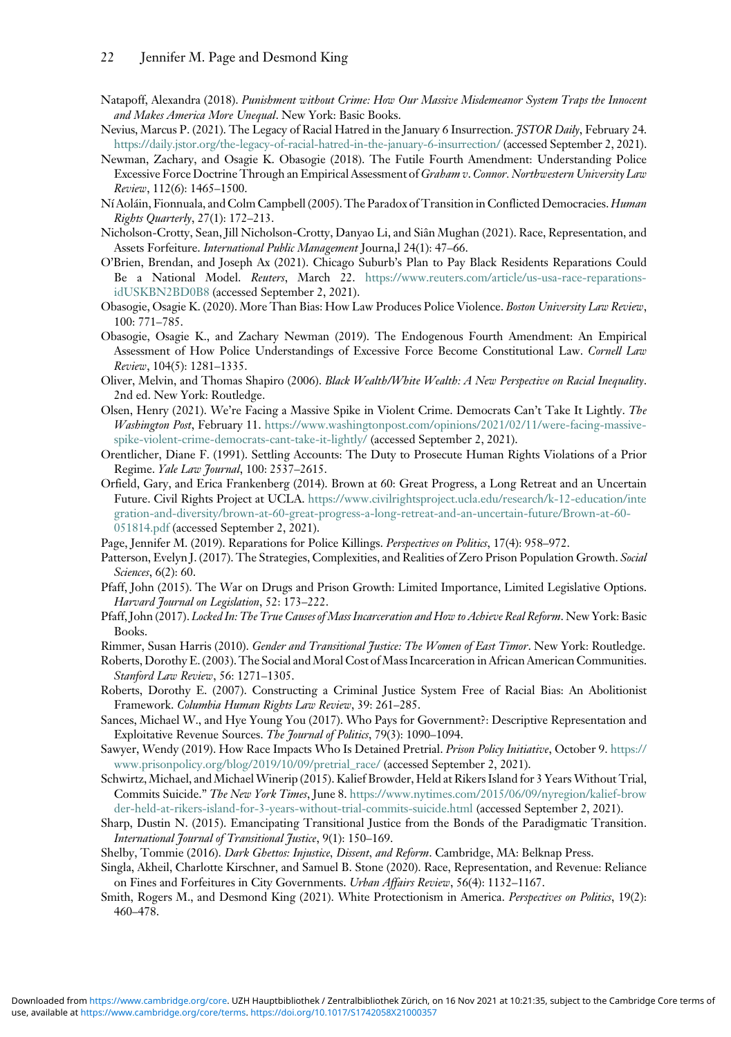Natapoff, Alexandra (2018). *Punishment without Crime: How Our Massive Misdemeanor System Traps the Innocent and Makes America More Unequal*. New York: Basic Books.

Nevius, Marcus P. (2021). The Legacy of Racial Hatred in the January 6 Insurrection. *JSTOR Daily*, February 24. https://daily.jstor.org/the-legacy-of-racial-hatred-in-the-january-6-insurrection/ (accessed September 2, 2021).

Newman, Zachary, and Osagie K. Obasogie (2018). The Futile Fourth Amendment: Understanding Police Excessive Force Doctrine Through an Empirical Assessment of *Graham v. Connor*. *Northwestern University Law Review*, 112(6): 1465–1500.

Ní Aoláin, Fionnuala, and Colm Campbell (2005). The Paradox of Transition in Conflicted Democracies. *Human Rights Quarterly*, 27(1): 172–213.

Nicholson-Crotty, Sean, Jill Nicholson-Crotty, Danyao Li, and Siân Mughan (2021). Race, Representation, and Assets Forfeiture. *International Public Management* Journa,l 24(1): 47–66.

O'Brien, Brendan, and Joseph Ax (2021). Chicago Suburb's Plan to Pay Black Residents Reparations Could Be a National Model. *Reuters*, March 22. https://www.reuters.com/article/us-usa-race-reparations-idUSKBN2BD0B8 (accessed September 2, 2021).

Obasogie, Osagie K. (2020). More Than Bias: How Law Produces Police Violence. *Boston University Law Review*, 100: 771–785.

Obasogie, Osagie K., and Zachary Newman (2019). The Endogenous Fourth Amendment: An Empirical Assessment of How Police Understandings of Excessive Force Become Constitutional Law. *Cornell Law Review*, 104(5): 1281–1335.

Oliver, Melvin, and Thomas Shapiro (2006). *Black Wealth/White Wealth: A New Perspective on Racial Inequality*. 2nd ed. New York: Routledge.

Olsen, Henry (2021). We're Facing a Massive Spike in Violent Crime. Democrats Can't Take It Lightly. *The Washington Post*, February 11. https://www.washingtonpost.com/opinions/2021/02/11/were-facing-massive-spike-violent-crime-democrats-cant-take-it-lightly/ (accessed September 2, 2021).

Orentlicher, Diane F. (1991). Settling Accounts: The Duty to Prosecute Human Rights Violations of a Prior Regime. *Yale Law Journal*, 100: 2537–2615.

Orfield, Gary, and Erica Frankenberg (2014). Brown at 60: Great Progress, a Long Retreat and an Uncertain Future. Civil Rights Project at UCLA. https://www.civilrightsproject.ucla.edu/research/k-12-education/integration-and-diversity/brown-at-60-great-progress-a-long-retreat-and-an-uncertain-future/Brown-at-60-051814.pdf (accessed September 2, 2021).

Page, Jennifer M. (2019). Reparations for Police Killings. *Perspectives on Politics*, 17(4): 958–972.

Patterson, Evelyn J. (2017). The Strategies, Complexities, and Realities of Zero Prison Population Growth. *Social Sciences*, 6(2): 60.

Pfaff, John (2015). The War on Drugs and Prison Growth: Limited Importance, Limited Legislative Options. *Harvard Journal on Legislation*, 52: 173–222.

Pfaff, John (2017). *Locked In: The True Causes of Mass Incarceration and How to Achieve Real Reform*. New York: Basic Books.

Rimmer, Susan Harris (2010). *Gender and Transitional Justice: The Women of East Timor*. New York: Routledge.

Roberts, Dorothy E. (2003). The Social and Moral Cost of Mass Incarceration in African American Communities. *Stanford Law Review*, 56: 1271–1305.

Roberts, Dorothy E. (2007). Constructing a Criminal Justice System Free of Racial Bias: An Abolitionist Framework. *Columbia Human Rights Law Review*, 39: 261–285.

Sances, Michael W., and Hye Young You (2017). Who Pays for Government?: Descriptive Representation and Exploitative Revenue Sources. *The Journal of Politics*, 79(3): 1090–1094.

Sawyer, Wendy (2019). How Race Impacts Who Is Detained Pretrial. *Prison Policy Initiative*, October 9. https://www.prisonpolicy.org/blog/2019/10/09/pretrial_race/ (accessed September 2, 2021).

Schwirtz, Michael, and Michael Winerip (2015). Kalief Browder, Held at Rikers Island for 3 Years Without Trial, Commits Suicide." *The New York Times*, June 8. https://www.nytimes.com/2015/06/09/nyregion/kalief-browder-held-at-rikers-island-for-3-years-without-trial-commits-suicide.html (accessed September 2, 2021).

Sharp, Dustin N. (2015). Emancipating Transitional Justice from the Bonds of the Paradigmatic Transition. *International Journal of Transitional Justice*, 9(1): 150–169.

Shelby, Tommie (2016). *Dark Ghettos: Injustice, Dissent, and Reform*. Cambridge, MA: Belknap Press.

Singla, Akheil, Charlotte Kirschner, and Samuel B. Stone (2020). Race, Representation, and Revenue: Reliance on Fines and Forfeitures in City Governments. *Urban Affairs Review*, 56(4): 1132–1167.

Smith, Rogers M., and Desmond King (2021). White Protectionism in America. *Perspectives on Politics*, 19(2): 460–478.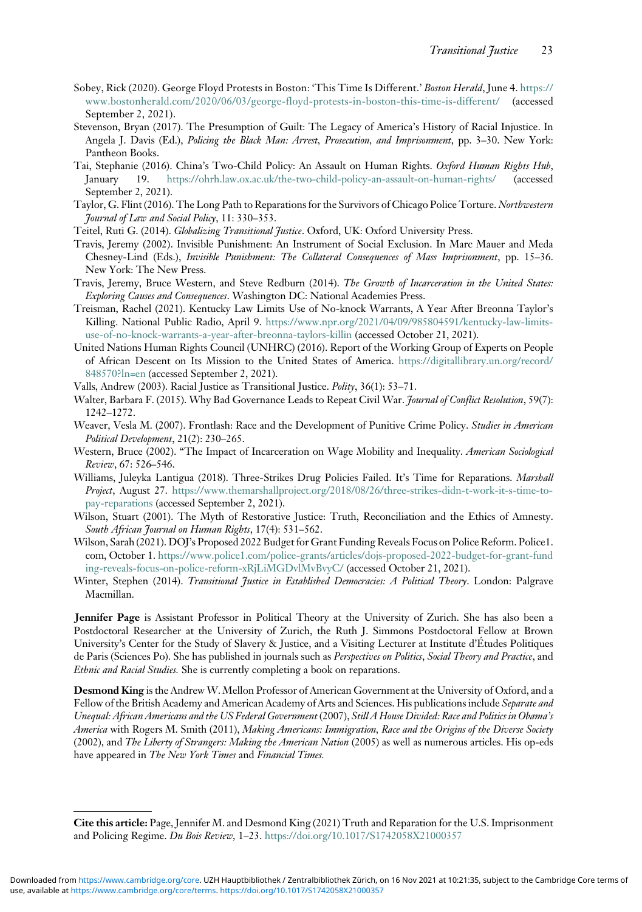Sobey, Rick (2020). George Floyd Protests in Boston: 'This Time Is Different.' *Boston Herald*, June 4. https://www.bostonherald.com/2020/06/03/george-floyd-protests-in-boston-this-time-is-different/ (accessed September 2, 2021).

Stevenson, Bryan (2017). The Presumption of Guilt: The Legacy of America's History of Racial Injustice. In Angela J. Davis (Ed.), *Policing the Black Man: Arrest, Prosecution, and Imprisonment*, pp. 3–30. New York: Pantheon Books.

Tai, Stephanie (2016). China's Two-Child Policy: An Assault on Human Rights. *Oxford Human Rights Hub*, January 19. https://ohrh.law.ox.ac.uk/the-two-child-policy-an-assault-on-human-rights/ (accessed September 2, 2021).

Taylor, G. Flint (2016). The Long Path to Reparations for the Survivors of Chicago Police Torture. *Northwestern Journal of Law and Social Policy*, 11: 330–353.

Teitel, Ruti G. (2014). *Globalizing Transitional Justice*. Oxford, UK: Oxford University Press.

Travis, Jeremy (2002). Invisible Punishment: An Instrument of Social Exclusion. In Marc Mauer and Meda Chesney-Lind (Eds.), *Invisible Punishment: The Collateral Consequences of Mass Imprisonment*, pp. 15–36. New York: The New Press.

Travis, Jeremy, Bruce Western, and Steve Redburn (2014). *The Growth of Incarceration in the United States: Exploring Causes and Consequences*. Washington DC: National Academies Press.

Treisman, Rachel (2021). Kentucky Law Limits Use of No-knock Warrants, A Year After Breonna Taylor's Killing. National Public Radio, April 9. https://www.npr.org/2021/04/09/985804591/kentucky-law-limits-use-of-no-knock-warrants-a-year-after-breonna-taylors-killin (accessed October 21, 2021).

United Nations Human Rights Council (UNHRC) (2016). Report of the Working Group of Experts on People of African Descent on Its Mission to the United States of America. https://digitallibrary.un.org/record/848570?ln=en (accessed September 2, 2021).

Valls, Andrew (2003). Racial Justice as Transitional Justice. *Polity*, 36(1): 53–71.

Walter, Barbara F. (2015). Why Bad Governance Leads to Repeat Civil War. *Journal of Conflict Resolution*, 59(7): 1242–1272.

Weaver, Vesla M. (2007). Frontlash: Race and the Development of Punitive Crime Policy. *Studies in American Political Development*, 21(2): 230–265.

Western, Bruce (2002). "The Impact of Incarceration on Wage Mobility and Inequality. *American Sociological Review*, 67: 526–546.

Williams, Juleyka Lantigua (2018). Three-Strikes Drug Policies Failed. It's Time for Reparations. *Marshall Project*, August 27. https://www.themarshallproject.org/2018/08/26/three-strikes-didn-t-work-it-s-time-to-pay-reparations (accessed September 2, 2021).

Wilson, Stuart (2001). The Myth of Restorative Justice: Truth, Reconciliation and the Ethics of Amnesty. *South African Journal on Human Rights*, 17(4): 531–562.

Wilson, Sarah (2021). DOJ's Proposed 2022 Budget for Grant Funding Reveals Focus on Police Reform. Police1.com, October 1. https://www.police1.com/police-grants/articles/dojs-proposed-2022-budget-for-grant-funding-reveals-focus-on-police-reform-xRjLiMGDvlMvBvyC/ (accessed October 21, 2021).

Winter, Stephen (2014). *Transitional Justice in Established Democracies: A Political Theory*. London: Palgrave Macmillan.

**Jennifer Page** is Assistant Professor in Political Theory at the University of Zurich. She has also been a Postdoctoral Researcher at the University of Zurich, the Ruth J. Simmons Postdoctoral Fellow at Brown University's Center for the Study of Slavery & Justice, and a Visiting Lecturer at Institute d'Études Politiques de Paris (Sciences Po). She has published in journals such as *Perspectives on Politics*, *Social Theory and Practice*, and *Ethnic and Racial Studies.* She is currently completing a book on reparations.

**Desmond King** is the Andrew W. Mellon Professor of American Government at the University of Oxford, and a Fellow of the British Academy and American Academy of Arts and Sciences. His publications include *Separate and Unequal: African Americans and the US Federal Government* (2007), *Still A House Divided: Race and Politics in Obama's America* with Rogers M. Smith (2011), *Making Americans: Immigration, Race and the Origins of the Diverse Society* (2002), and *The Liberty of Strangers: Making the American Nation* (2005) as well as numerous articles. His op-eds have appeared in *The New York Times* and *Financial Times.*

**Cite this article:** Page, Jennifer M. and Desmond King (2021) Truth and Reparation for the U.S. Imprisonment and Policing Regime. *Du Bois Review*, 1–23. https://doi.org/10.1017/S1742058X21000357